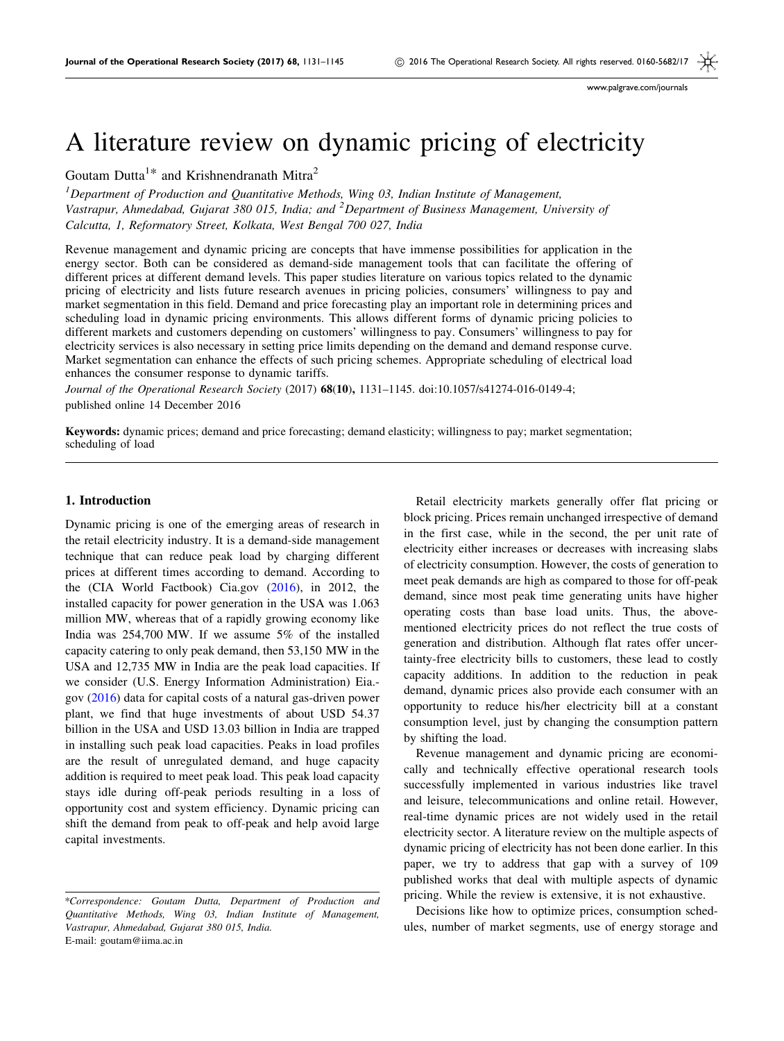# A literature review on dynamic pricing of electricity

Goutam Dutta[1]* and Krishnendranath Mitra[2]

[1]Department of Production and Quantitative Methods, Wing 03, Indian Institute of Management, Vastrapur, Ahmedabad, Gujarat 380 015, India; and [2]Department of Business Management, University of Calcutta, 1, Reformatory Street, Kolkata, West Bengal 700 027, India

Revenue management and dynamic pricing are concepts that have immense possibilities for application in the energy sector. Both can be considered as demand-side management tools that can facilitate the offering of different prices at different demand levels. This paper studies literature on various topics related to the dynamic pricing of electricity and lists future research avenues in pricing policies, consumers' willingness to pay and market segmentation in this field. Demand and price forecasting play an important role in determining prices and scheduling load in dynamic pricing environments. This allows different forms of dynamic pricing policies to different markets and customers depending on customers' willingness to pay. Consumers' willingness to pay for electricity services is also necessary in setting price limits depending on the demand and demand response curve. Market segmentation can enhance the effects of such pricing schemes. Appropriate scheduling of electrical load enhances the consumer response to dynamic tariffs.

*Journal of the Operational Research Society* (2017) **68(10),** 1131–1145. doi:10.1057/s41274-016-0149-4; published online 14 December 2016

**Keywords:** dynamic prices; demand and price forecasting; demand elasticity; willingness to pay; market segmentation; scheduling of load

## 1. Introduction

Dynamic pricing is one of the emerging areas of research in the retail electricity industry. It is a demand-side management technique that can reduce peak load by charging different prices at different times according to demand. According to the (CIA World Factbook) Cia.gov (2016), in 2012, the installed capacity for power generation in the USA was 1.063 million MW, whereas that of a rapidly growing economy like India was 254,700 MW. If we assume 5% of the installed capacity catering to only peak demand, then 53,150 MW in the USA and 12,735 MW in India are the peak load capacities. If we consider (U.S. Energy Information Administration) Eia.gov (2016) data for capital costs of a natural gas-driven power plant, we find that huge investments of about USD 54.37 billion in the USA and USD 13.03 billion in India are trapped in installing such peak load capacities. Peaks in load profiles are the result of unregulated demand, and huge capacity addition is required to meet peak load. This peak load capacity stays idle during off-peak periods resulting in a loss of opportunity cost and system efficiency. Dynamic pricing can shift the demand from peak to off-peak and help avoid large capital investments.

Retail electricity markets generally offer flat pricing or block pricing. Prices remain unchanged irrespective of demand in the first case, while in the second, the per unit rate of electricity either increases or decreases with increasing slabs of electricity consumption. However, the costs of generation to meet peak demands are high as compared to those for off-peak demand, since most peak time generating units have higher operating costs than base load units. Thus, the above-mentioned electricity prices do not reflect the true costs of generation and distribution. Although flat rates offer uncertainty-free electricity bills to customers, these lead to costly capacity additions. In addition to the reduction in peak demand, dynamic prices also provide each consumer with an opportunity to reduce his/her electricity bill at a constant consumption level, just by changing the consumption pattern by shifting the load.

Revenue management and dynamic pricing are economically and technically effective operational research tools successfully implemented in various industries like travel and leisure, telecommunications and online retail. However, real-time dynamic prices are not widely used in the retail electricity sector. A literature review on the multiple aspects of dynamic pricing of electricity has not been done earlier. In this paper, we try to address that gap with a survey of 109 published works that deal with multiple aspects of dynamic pricing. While the review is extensive, it is not exhaustive.

Decisions like how to optimize prices, consumption schedules, number of market segments, use of energy storage and

*Correspondence: Goutam Dutta, Department of Production and Quantitative Methods, Wing 03, Indian Institute of Management, Vastrapur, Ahmedabad, Gujarat 380 015, India.
E-mail: goutam@iima.ac.in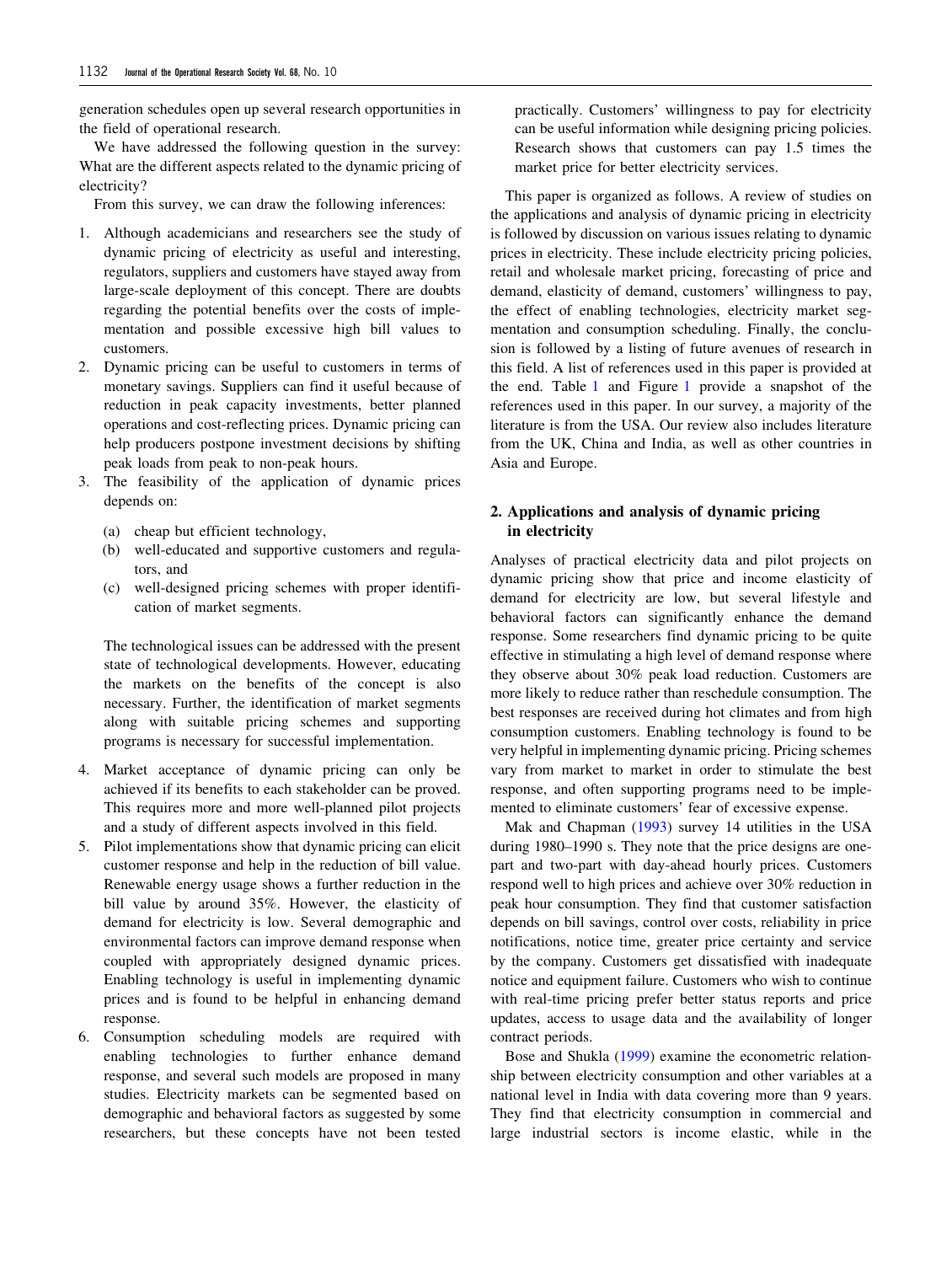generation schedules open up several research opportunities in the field of operational research.

We have addressed the following question in the survey: What are the different aspects related to the dynamic pricing of electricity?

From this survey, we can draw the following inferences:

1. Although academicians and researchers see the study of dynamic pricing of electricity as useful and interesting, regulators, suppliers and customers have stayed away from large-scale deployment of this concept. There are doubts regarding the potential benefits over the costs of implementation and possible excessive high bill values to customers.
2. Dynamic pricing can be useful to customers in terms of monetary savings. Suppliers can find it useful because of reduction in peak capacity investments, better planned operations and cost-reflecting prices. Dynamic pricing can help producers postpone investment decisions by shifting peak loads from peak to non-peak hours.
3. The feasibility of the application of dynamic prices depends on:
   (a) cheap but efficient technology,
   (b) well-educated and supportive customers and regulators, and
   (c) well-designed pricing schemes with proper identification of market segments.

   The technological issues can be addressed with the present state of technological developments. However, educating the markets on the benefits of the concept is also necessary. Further, the identification of market segments along with suitable pricing schemes and supporting programs is necessary for successful implementation.
4. Market acceptance of dynamic pricing can only be achieved if its benefits to each stakeholder can be proved. This requires more and more well-planned pilot projects and a study of different aspects involved in this field.
5. Pilot implementations show that dynamic pricing can elicit customer response and help in the reduction of bill value. Renewable energy usage shows a further reduction in the bill value by around 35%. However, the elasticity of demand for electricity is low. Several demographic and environmental factors can improve demand response when coupled with appropriately designed dynamic prices. Enabling technology is useful in implementing dynamic prices and is found to be helpful in enhancing demand response.
6. Consumption scheduling models are required with enabling technologies to further enhance demand response, and several such models are proposed in many studies. Electricity markets can be segmented based on demographic and behavioral factors as suggested by some researchers, but these concepts have not been tested practically. Customers' willingness to pay for electricity can be useful information while designing pricing policies. Research shows that customers can pay 1.5 times the market price for better electricity services.

This paper is organized as follows. A review of studies on the applications and analysis of dynamic pricing in electricity is followed by discussion on various issues relating to dynamic prices in electricity. These include electricity pricing policies, retail and wholesale market pricing, forecasting of price and demand, elasticity of demand, customers' willingness to pay, the effect of enabling technologies, electricity market segmentation and consumption scheduling. Finally, the conclusion is followed by a listing of future avenues of research in this field. A list of references used in this paper is provided at the end. Table 1 and Figure 1 provide a snapshot of the references used in this paper. In our survey, a majority of the literature is from the USA. Our review also includes literature from the UK, China and India, as well as other countries in Asia and Europe.

## 2. Applications and analysis of dynamic pricing in electricity

Analyses of practical electricity data and pilot projects on dynamic pricing show that price and income elasticity of demand for electricity are low, but several lifestyle and behavioral factors can significantly enhance the demand response. Some researchers find dynamic pricing to be quite effective in stimulating a high level of demand response where they observe about 30% peak load reduction. Customers are more likely to reduce rather than reschedule consumption. The best responses are received during hot climates and from high consumption customers. Enabling technology is found to be very helpful in implementing dynamic pricing. Pricing schemes vary from market to market in order to stimulate the best response, and often supporting programs need to be implemented to eliminate customers' fear of excessive expense.

Mak and Chapman (1993) survey 14 utilities in the USA during 1980–1990 s. They note that the price designs are one-part and two-part with day-ahead hourly prices. Customers respond well to high prices and achieve over 30% reduction in peak hour consumption. They find that customer satisfaction depends on bill savings, control over costs, reliability in price notifications, notice time, greater price certainty and service by the company. Customers get dissatisfied with inadequate notice and equipment failure. Customers who wish to continue with real-time pricing prefer better status reports and price updates, access to usage data and the availability of longer contract periods.

Bose and Shukla (1999) examine the econometric relationship between electricity consumption and other variables at a national level in India with data covering more than 9 years. They find that electricity consumption in commercial and large industrial sectors is income elastic, while in the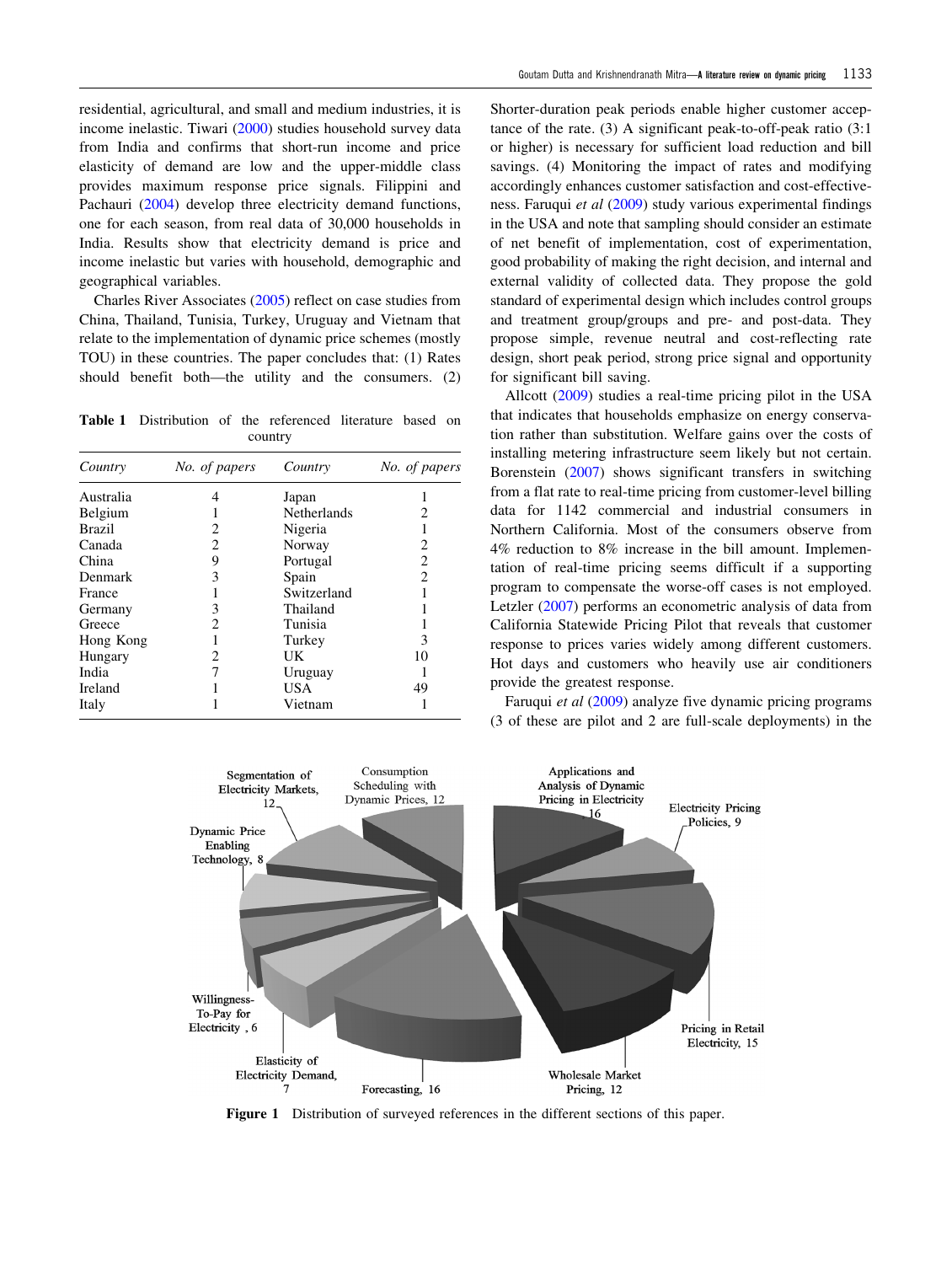residential, agricultural, and small and medium industries, it is income inelastic. Tiwari (2000) studies household survey data from India and confirms that short-run income and price elasticity of demand are low and the upper-middle class provides maximum response price signals. Filippini and Pachauri (2004) develop three electricity demand functions, one for each season, from real data of 30,000 households in India. Results show that electricity demand is price and income inelastic but varies with household, demographic and geographical variables.

Charles River Associates (2005) reflect on case studies from China, Thailand, Tunisia, Turkey, Uruguay and Vietnam that relate to the implementation of dynamic price schemes (mostly TOU) in these countries. The paper concludes that: (1) Rates should benefit both—the utility and the consumers. (2) Shorter-duration peak periods enable higher customer acceptance of the rate. (3) A significant peak-to-off-peak ratio (3:1 or higher) is necessary for sufficient load reduction and bill savings. (4) Monitoring the impact of rates and modifying accordingly enhances customer satisfaction and cost-effectiveness. Faruqui *et al* (2009) study various experimental findings in the USA and note that sampling should consider an estimate of net benefit of implementation, cost of experimentation, good probability of making the right decision, and internal and external validity of collected data. They propose the gold standard of experimental design which includes control groups and treatment group/groups and pre- and post-data. They propose simple, revenue neutral and cost-reflecting rate design, short peak period, strong price signal and opportunity for significant bill saving.

**Table 1** Distribution of the referenced literature based on country

| *Country* | *No. of papers* | *Country* | *No. of papers* |
|---|---|---|---|
| Australia | 4 | Japan | 1 |
| Belgium | 1 | Netherlands | 2 |
| Brazil | 2 | Nigeria | 1 |
| Canada | 2 | Norway | 2 |
| China | 9 | Portugal | 2 |
| Denmark | 3 | Spain | 2 |
| France | 1 | Switzerland | 1 |
| Germany | 3 | Thailand | 1 |
| Greece | 2 | Tunisia | 1 |
| Hong Kong | 1 | Turkey | 3 |
| Hungary | 2 | UK | 10 |
| India | 7 | Uruguay | 1 |
| Ireland | 1 | USA | 49 |
| Italy | 1 | Vietnam | 1 |

Allcott (2009) studies a real-time pricing pilot in the USA that indicates that households emphasize on energy conservation rather than substitution. Welfare gains over the costs of installing metering infrastructure seem likely but not certain. Borenstein (2007) shows significant transfers in switching from a flat rate to real-time pricing from customer-level billing data for 1142 commercial and industrial consumers in Northern California. Most of the consumers observe from 4% reduction to 8% increase in the bill amount. Implementation of real-time pricing seems difficult if a supporting program to compensate the worse-off cases is not employed. Letzler (2007) performs an econometric analysis of data from California Statewide Pricing Pilot that reveals that customer response to prices varies widely among different customers. Hot days and customers who heavily use air conditioners provide the greatest response.

Faruqui *et al* (2009) analyze five dynamic pricing programs (3 of these are pilot and 2 are full-scale deployments) in the

**Figure 1** Distribution of surveyed references in the different sections of this paper.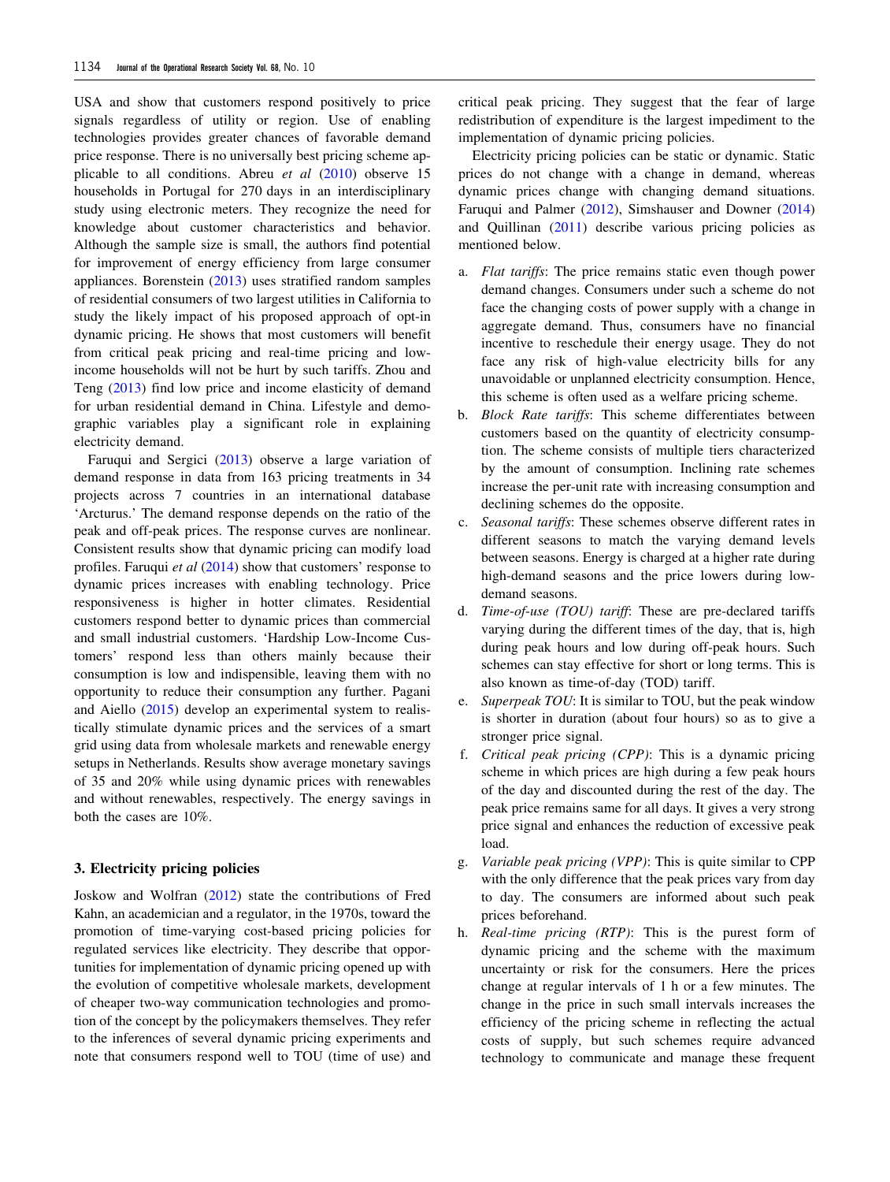USA and show that customers respond positively to price signals regardless of utility or region. Use of enabling technologies provides greater chances of favorable demand price response. There is no universally best pricing scheme applicable to all conditions. Abreu *et al* (2010) observe 15 households in Portugal for 270 days in an interdisciplinary study using electronic meters. They recognize the need for knowledge about customer characteristics and behavior. Although the sample size is small, the authors find potential for improvement of energy efficiency from large consumer appliances. Borenstein (2013) uses stratified random samples of residential consumers of two largest utilities in California to study the likely impact of his proposed approach of opt-in dynamic pricing. He shows that most customers will benefit from critical peak pricing and real-time pricing and low-income households will not be hurt by such tariffs. Zhou and Teng (2013) find low price and income elasticity of demand for urban residential demand in China. Lifestyle and demographic variables play a significant role in explaining electricity demand.

Faruqui and Sergici (2013) observe a large variation of demand response in data from 163 pricing treatments in 34 projects across 7 countries in an international database 'Arcturus.' The demand response depends on the ratio of the peak and off-peak prices. The response curves are nonlinear. Consistent results show that dynamic pricing can modify load profiles. Faruqui *et al* (2014) show that customers' response to dynamic prices increases with enabling technology. Price responsiveness is higher in hotter climates. Residential customers respond better to dynamic prices than commercial and small industrial customers. 'Hardship Low-Income Customers' respond less than others mainly because their consumption is low and indispensible, leaving them with no opportunity to reduce their consumption any further. Pagani and Aiello (2015) develop an experimental system to realistically stimulate dynamic prices and the services of a smart grid using data from wholesale markets and renewable energy setups in Netherlands. Results show average monetary savings of 35 and 20% while using dynamic prices with renewables and without renewables, respectively. The energy savings in both the cases are 10%.

## 3. Electricity pricing policies

Joskow and Wolfran (2012) state the contributions of Fred Kahn, an academician and a regulator, in the 1970s, toward the promotion of time-varying cost-based pricing policies for regulated services like electricity. They describe that opportunities for implementation of dynamic pricing opened up with the evolution of competitive wholesale markets, development of cheaper two-way communication technologies and promotion of the concept by the policymakers themselves. They refer to the inferences of several dynamic pricing experiments and note that consumers respond well to TOU (time of use) and critical peak pricing. They suggest that the fear of large redistribution of expenditure is the largest impediment to the implementation of dynamic pricing policies.

Electricity pricing policies can be static or dynamic. Static prices do not change with a change in demand, whereas dynamic prices change with changing demand situations. Faruqui and Palmer (2012), Simshauser and Downer (2014) and Quillinan (2011) describe various pricing policies as mentioned below.

a. *Flat tariffs*: The price remains static even though power demand changes. Consumers under such a scheme do not face the changing costs of power supply with a change in aggregate demand. Thus, consumers have no financial incentive to reschedule their energy usage. They do not face any risk of high-value electricity bills for any unavoidable or unplanned electricity consumption. Hence, this scheme is often used as a welfare pricing scheme.
b. *Block Rate tariffs*: This scheme differentiates between customers based on the quantity of electricity consumption. The scheme consists of multiple tiers characterized by the amount of consumption. Inclining rate schemes increase the per-unit rate with increasing consumption and declining schemes do the opposite.
c. *Seasonal tariffs*: These schemes observe different rates in different seasons to match the varying demand levels between seasons. Energy is charged at a higher rate during high-demand seasons and the price lowers during low-demand seasons.
d. *Time-of-use (TOU) tariff*: These are pre-declared tariffs varying during the different times of the day, that is, high during peak hours and low during off-peak hours. Such schemes can stay effective for short or long terms. This is also known as time-of-day (TOD) tariff.
e. *Superpeak TOU*: It is similar to TOU, but the peak window is shorter in duration (about four hours) so as to give a stronger price signal.
f. *Critical peak pricing (CPP)*: This is a dynamic pricing scheme in which prices are high during a few peak hours of the day and discounted during the rest of the day. The peak price remains same for all days. It gives a very strong price signal and enhances the reduction of excessive peak load.
g. *Variable peak pricing (VPP)*: This is quite similar to CPP with the only difference that the peak prices vary from day to day. The consumers are informed about such peak prices beforehand.
h. *Real-time pricing (RTP)*: This is the purest form of dynamic pricing and the scheme with the maximum uncertainty or risk for the consumers. Here the prices change at regular intervals of 1 h or a few minutes. The change in the price in such small intervals increases the efficiency of the pricing scheme in reflecting the actual costs of supply, but such schemes require advanced technology to communicate and manage these frequent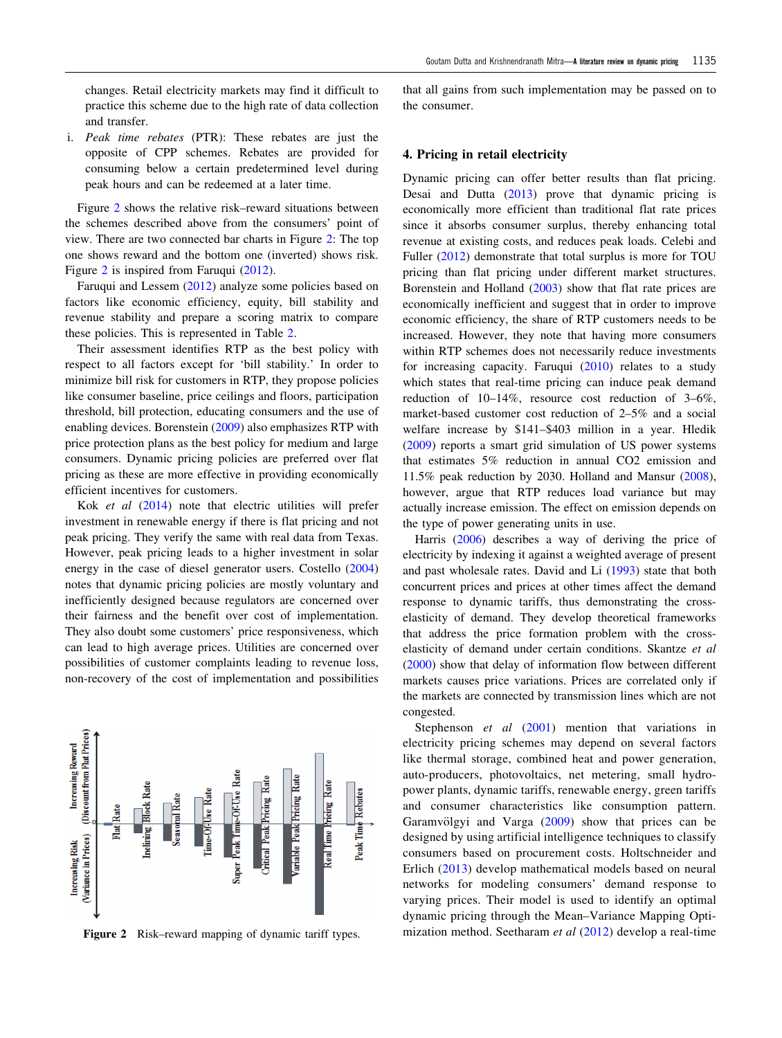changes. Retail electricity markets may find it difficult to practice this scheme due to the high rate of data collection and transfer.

i. *Peak time rebates* (PTR): These rebates are just the opposite of CPP schemes. Rebates are provided for consuming below a certain predetermined level during peak hours and can be redeemed at a later time.

Figure 2 shows the relative risk–reward situations between the schemes described above from the consumers' point of view. There are two connected bar charts in Figure 2: The top one shows reward and the bottom one (inverted) shows risk. Figure 2 is inspired from Faruqui (2012).

Faruqui and Lessem (2012) analyze some policies based on factors like economic efficiency, equity, bill stability and revenue stability and prepare a scoring matrix to compare these policies. This is represented in Table 2.

Their assessment identifies RTP as the best policy with respect to all factors except for 'bill stability.' In order to minimize bill risk for customers in RTP, they propose policies like consumer baseline, price ceilings and floors, participation threshold, bill protection, educating consumers and the use of enabling devices. Borenstein (2009) also emphasizes RTP with price protection plans as the best policy for medium and large consumers. Dynamic pricing policies are preferred over flat pricing as these are more effective in providing economically efficient incentives for customers.

Kok *et al* (2014) note that electric utilities will prefer investment in renewable energy if there is flat pricing and not peak pricing. They verify the same with real data from Texas. However, peak pricing leads to a higher investment in solar energy in the case of diesel generator users. Costello (2004) notes that dynamic pricing policies are mostly voluntary and inefficiently designed because regulators are concerned over their fairness and the benefit over cost of implementation. They also doubt some customers' price responsiveness, which can lead to high average prices. Utilities are concerned over possibilities of customer complaints leading to revenue loss, non-recovery of the cost of implementation and possibilities that all gains from such implementation may be passed on to the consumer.

**Figure 2** Risk–reward mapping of dynamic tariff types.

## 4. Pricing in retail electricity

Dynamic pricing can offer better results than flat pricing. Desai and Dutta (2013) prove that dynamic pricing is economically more efficient than traditional flat rate prices since it absorbs consumer surplus, thereby enhancing total revenue at existing costs, and reduces peak loads. Celebi and Fuller (2012) demonstrate that total surplus is more for TOU pricing than flat pricing under different market structures. Borenstein and Holland (2003) show that flat rate prices are economically inefficient and suggest that in order to improve economic efficiency, the share of RTP customers needs to be increased. However, they note that having more consumers within RTP schemes does not necessarily reduce investments for increasing capacity. Faruqui (2010) relates to a study which states that real-time pricing can induce peak demand reduction of 10–14%, resource cost reduction of 3–6%, market-based customer cost reduction of 2–5% and a social welfare increase by \$141–\$403 million in a year. Hledik (2009) reports a smart grid simulation of US power systems that estimates 5% reduction in annual $CO_2$ emission and 11.5% peak reduction by 2030. Holland and Mansur (2008), however, argue that RTP reduces load variance but may actually increase emission. The effect on emission depends on the type of power generating units in use.

Harris (2006) describes a way of deriving the price of electricity by indexing it against a weighted average of present and past wholesale rates. David and Li (1993) state that both concurrent prices and prices at other times affect the demand response to dynamic tariffs, thus demonstrating the cross-elasticity of demand. They develop theoretical frameworks that address the price formation problem with the cross-elasticity of demand under certain conditions. Skantze *et al* (2000) show that delay of information flow between different markets causes price variations. Prices are correlated only if the markets are connected by transmission lines which are not congested.

Stephenson *et al* (2001) mention that variations in electricity pricing schemes may depend on several factors like thermal storage, combined heat and power generation, auto-producers, photovoltaics, net metering, small hydro-power plants, dynamic tariffs, renewable energy, green tariffs and consumer characteristics like consumption pattern. Garamvölgyi and Varga (2009) show that prices can be designed by using artificial intelligence techniques to classify consumers based on procurement costs. Holtschneider and Erlich (2013) develop mathematical models based on neural networks for modeling consumers' demand response to varying prices. Their model is used to identify an optimal dynamic pricing through the Mean–Variance Mapping Optimization method. Seetharam *et al* (2012) develop a real-time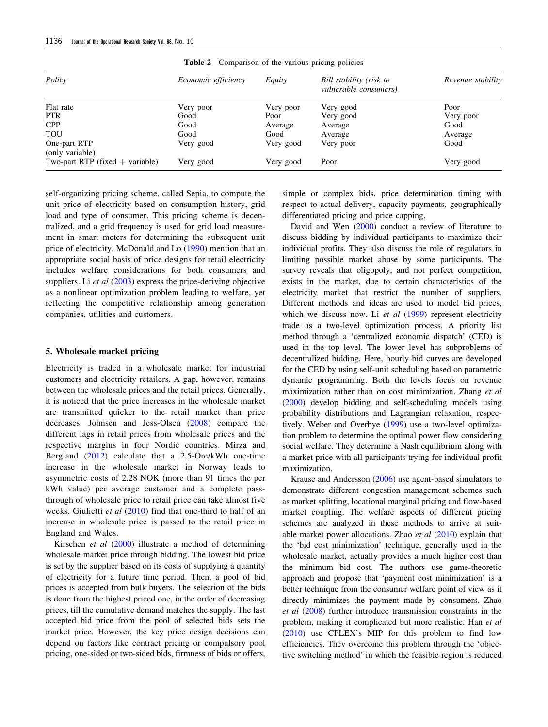**Table 2** Comparison of the various pricing policies

| Policy | Economic efficiency | Equity | Bill stability (risk to vulnerable consumers) | Revenue stability |
|---|---|---|---|---|
| Flat rate | Very poor | Very poor | Very good | Poor |
| PTR | Good | Poor | Very good | Very poor |
| CPP | Good | Average | Average | Good |
| TOU | Good | Good | Average | Average |
| One-part RTP (only variable) | Very good | Very good | Very poor | Good |
| Two-part RTP (fixed + variable) | Very good | Very good | Poor | Very good |

self-organizing pricing scheme, called Sepia, to compute the unit price of electricity based on consumption history, grid load and type of consumer. This pricing scheme is decentralized, and a grid frequency is used for grid load measurement in smart meters for determining the subsequent unit price of electricity. McDonald and Lo (1990) mention that an appropriate social basis of price designs for retail electricity includes welfare considerations for both consumers and suppliers. Li *et al* (2003) express the price-deriving objective as a nonlinear optimization problem leading to welfare, yet reflecting the competitive relationship among generation companies, utilities and customers.

## 5. Wholesale market pricing

Electricity is traded in a wholesale market for industrial customers and electricity retailers. A gap, however, remains between the wholesale prices and the retail prices. Generally, it is noticed that the price increases in the wholesale market are transmitted quicker to the retail market than price decreases. Johnsen and Jess-Olsen (2008) compare the different lags in retail prices from wholesale prices and the respective margins in four Nordic countries. Mirza and Bergland (2012) calculate that a 2.5-Ore/kWh one-time increase in the wholesale market in Norway leads to asymmetric costs of 2.28 NOK (more than 91 times the per kWh value) per average customer and a complete pass-through of wholesale price to retail price can take almost five weeks. Giulietti *et al* (2010) find that one-third to half of an increase in wholesale price is passed to the retail price in England and Wales.

Kirschen *et al* (2000) illustrate a method of determining wholesale market price through bidding. The lowest bid price is set by the supplier based on its costs of supplying a quantity of electricity for a future time period. Then, a pool of bid prices is accepted from bulk buyers. The selection of the bids is done from the highest priced one, in the order of decreasing prices, till the cumulative demand matches the supply. The last accepted bid price from the pool of selected bids sets the market price. However, the key price design decisions can depend on factors like contract pricing or compulsory pool pricing, one-sided or two-sided bids, firmness of bids or offers, simple or complex bids, price determination timing with respect to actual delivery, capacity payments, geographically differentiated pricing and price capping.

David and Wen (2000) conduct a review of literature to discuss bidding by individual participants to maximize their individual profits. They also discuss the role of regulators in limiting possible market abuse by some participants. The survey reveals that oligopoly, and not perfect competition, exists in the market, due to certain characteristics of the electricity market that restrict the number of suppliers. Different methods and ideas are used to model bid prices, which we discuss now. Li *et al* (1999) represent electricity trade as a two-level optimization process. A priority list method through a 'centralized economic dispatch' (CED) is used in the top level. The lower level has subproblems of decentralized bidding. Here, hourly bid curves are developed for the CED by using self-unit scheduling based on parametric dynamic programming. Both the levels focus on revenue maximization rather than on cost minimization. Zhang *et al* (2000) develop bidding and self-scheduling models using probability distributions and Lagrangian relaxation, respectively. Weber and Overbye (1999) use a two-level optimization problem to determine the optimal power flow considering social welfare. They determine a Nash equilibrium along with a market price with all participants trying for individual profit maximization.

Krause and Andersson (2006) use agent-based simulators to demonstrate different congestion management schemes such as market splitting, locational marginal pricing and flow-based market coupling. The welfare aspects of different pricing schemes are analyzed in these methods to arrive at suitable market power allocations. Zhao *et al* (2010) explain that the 'bid cost minimization' technique, generally used in the wholesale market, actually provides a much higher cost than the minimum bid cost. The authors use game-theoretic approach and propose that 'payment cost minimization' is a better technique from the consumer welfare point of view as it directly minimizes the payment made by consumers. Zhao *et al* (2008) further introduce transmission constraints in the problem, making it complicated but more realistic. Han *et al* (2010) use CPLEX's MIP for this problem to find low efficiencies. They overcome this problem through the 'objective switching method' in which the feasible region is reduced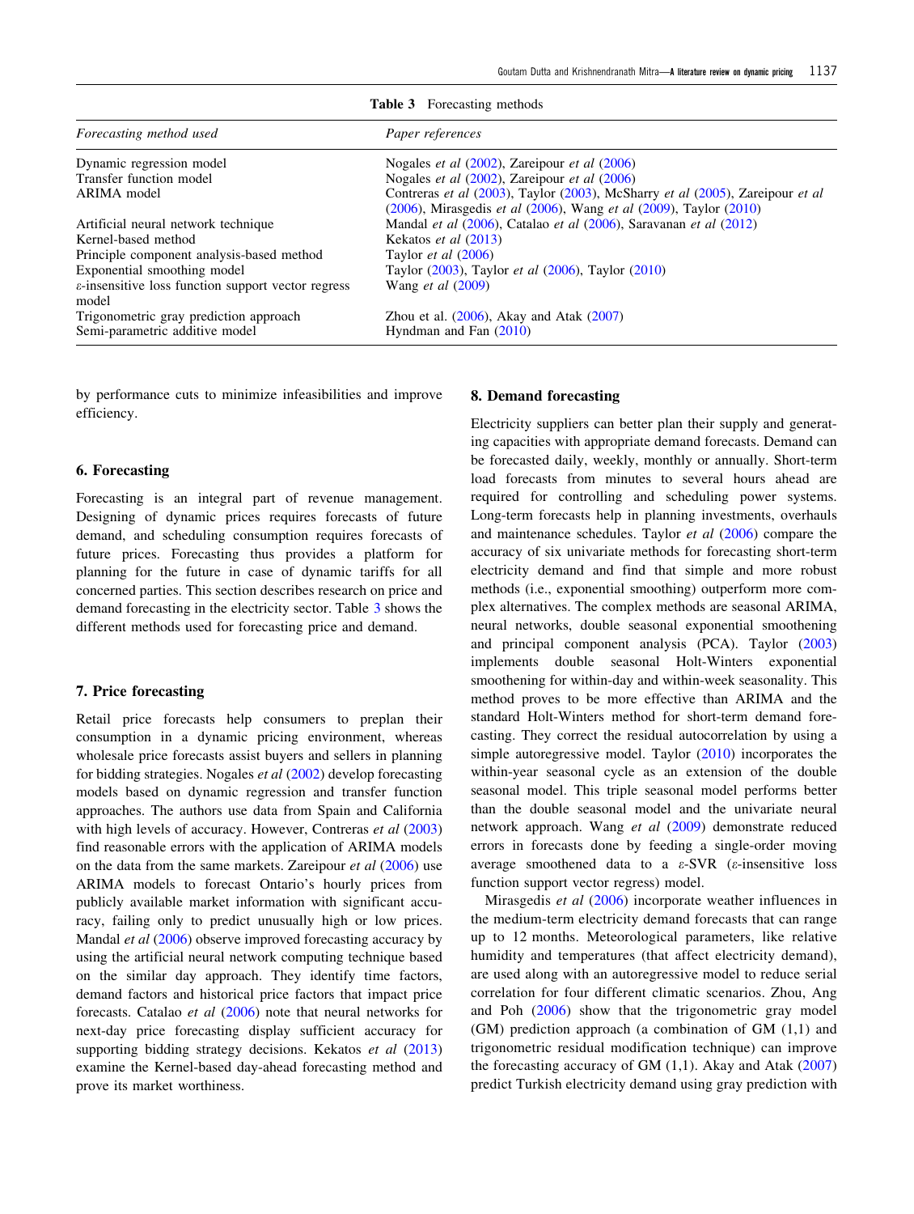Table 3 Forecasting methods

| *Forecasting method used* | *Paper references* |
|---|---|
| Dynamic regression model | Nogales *et al* (2002), Zareipour *et al* (2006) |
| Transfer function model | Nogales *et al* (2002), Zareipour *et al* (2006) |
| ARIMA model | Contreras *et al* (2003), Taylor (2003), McSharry *et al* (2005), Zareipour *et al* (2006), Mirasgedis *et al* (2006), Wang *et al* (2009), Taylor (2010) |
| Artificial neural network technique | Mandal *et al* (2006), Catalao *et al* (2006), Saravanan *et al* (2012) |
| Kernel-based method | Kekatos *et al* (2013) |
| Principle component analysis-based method | Taylor *et al* (2006) |
| Exponential smoothing model | Taylor (2003), Taylor *et al* (2006), Taylor (2010) |
| $\varepsilon$-insensitive loss function support vector regress model | Wang *et al* (2009) |
| Trigonometric gray prediction approach | Zhou et al. (2006), Akay and Atak (2007) |
| Semi-parametric additive model | Hyndman and Fan (2010) |

by performance cuts to minimize infeasibilities and improve efficiency.

## 6. Forecasting

Forecasting is an integral part of revenue management. Designing of dynamic prices requires forecasts of future demand, and scheduling consumption requires forecasts of future prices. Forecasting thus provides a platform for planning for the future in case of dynamic tariffs for all concerned parties. This section describes research on price and demand forecasting in the electricity sector. Table 3 shows the different methods used for forecasting price and demand.

## 7. Price forecasting

Retail price forecasts help consumers to preplan their consumption in a dynamic pricing environment, whereas wholesale price forecasts assist buyers and sellers in planning for bidding strategies. Nogales *et al* (2002) develop forecasting models based on dynamic regression and transfer function approaches. The authors use data from Spain and California with high levels of accuracy. However, Contreras *et al* (2003) find reasonable errors with the application of ARIMA models on the data from the same markets. Zareipour *et al* (2006) use ARIMA models to forecast Ontario's hourly prices from publicly available market information with significant accuracy, failing only to predict unusually high or low prices. Mandal *et al* (2006) observe improved forecasting accuracy by using the artificial neural network computing technique based on the similar day approach. They identify time factors, demand factors and historical price factors that impact price forecasts. Catalao *et al* (2006) note that neural networks for next-day price forecasting display sufficient accuracy for supporting bidding strategy decisions. Kekatos *et al* (2013) examine the Kernel-based day-ahead forecasting method and prove its market worthiness.

## 8. Demand forecasting

Electricity suppliers can better plan their supply and generating capacities with appropriate demand forecasts. Demand can be forecasted daily, weekly, monthly or annually. Short-term load forecasts from minutes to several hours ahead are required for controlling and scheduling power systems. Long-term forecasts help in planning investments, overhauls and maintenance schedules. Taylor *et al* (2006) compare the accuracy of six univariate methods for forecasting short-term electricity demand and find that simple and more robust methods (i.e., exponential smoothing) outperform more complex alternatives. The complex methods are seasonal ARIMA, neural networks, double seasonal exponential smoothening and principal component analysis (PCA). Taylor (2003) implements double seasonal Holt-Winters exponential smoothening for within-day and within-week seasonality. This method proves to be more effective than ARIMA and the standard Holt-Winters method for short-term demand forecasting. They correct the residual autocorrelation by using a simple autoregressive model. Taylor (2010) incorporates the within-year seasonal cycle as an extension of the double seasonal model. This triple seasonal model performs better than the double seasonal model and the univariate neural network approach. Wang *et al* (2009) demonstrate reduced errors in forecasts done by feeding a single-order moving average smoothened data to a $\varepsilon$-SVR ($\varepsilon$-insensitive loss function support vector regress) model.

Mirasgedis *et al* (2006) incorporate weather influences in the medium-term electricity demand forecasts that can range up to 12 months. Meteorological parameters, like relative humidity and temperatures (that affect electricity demand), are used along with an autoregressive model to reduce serial correlation for four different climatic scenarios. Zhou, Ang and Poh (2006) show that the trigonometric gray model (GM) prediction approach (a combination of GM (1,1) and trigonometric residual modification technique) can improve the forecasting accuracy of GM (1,1). Akay and Atak (2007) predict Turkish electricity demand using gray prediction with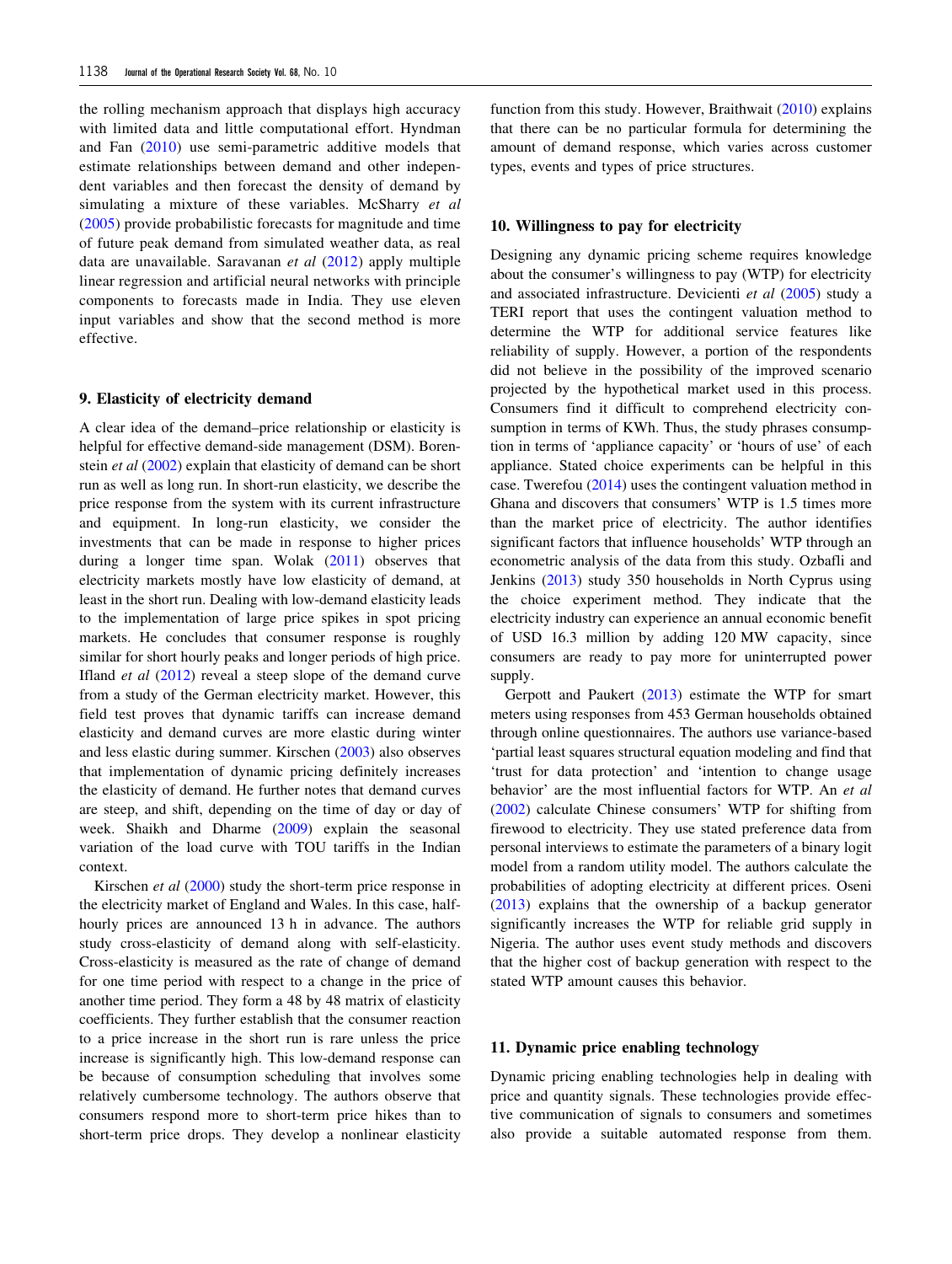the rolling mechanism approach that displays high accuracy with limited data and little computational effort. Hyndman and Fan (2010) use semi-parametric additive models that estimate relationships between demand and other independent variables and then forecast the density of demand by simulating a mixture of these variables. McSharry *et al* (2005) provide probabilistic forecasts for magnitude and time of future peak demand from simulated weather data, as real data are unavailable. Saravanan *et al* (2012) apply multiple linear regression and artificial neural networks with principle components to forecasts made in India. They use eleven input variables and show that the second method is more effective.

## 9. Elasticity of electricity demand

A clear idea of the demand–price relationship or elasticity is helpful for effective demand-side management (DSM). Borenstein *et al* (2002) explain that elasticity of demand can be short run as well as long run. In short-run elasticity, we describe the price response from the system with its current infrastructure and equipment. In long-run elasticity, we consider the investments that can be made in response to higher prices during a longer time span. Wolak (2011) observes that electricity markets mostly have low elasticity of demand, at least in the short run. Dealing with low-demand elasticity leads to the implementation of large price spikes in spot pricing markets. He concludes that consumer response is roughly similar for short hourly peaks and longer periods of high price. Ifland *et al* (2012) reveal a steep slope of the demand curve from a study of the German electricity market. However, this field test proves that dynamic tariffs can increase demand elasticity and demand curves are more elastic during winter and less elastic during summer. Kirschen (2003) also observes that implementation of dynamic pricing definitely increases the elasticity of demand. He further notes that demand curves are steep, and shift, depending on the time of day or day of week. Shaikh and Dharme (2009) explain the seasonal variation of the load curve with TOU tariffs in the Indian context.

Kirschen *et al* (2000) study the short-term price response in the electricity market of England and Wales. In this case, half-hourly prices are announced 13 h in advance. The authors study cross-elasticity of demand along with self-elasticity. Cross-elasticity is measured as the rate of change of demand for one time period with respect to a change in the price of another time period. They form a 48 by 48 matrix of elasticity coefficients. They further establish that the consumer reaction to a price increase in the short run is rare unless the price increase is significantly high. This low-demand response can be because of consumption scheduling that involves some relatively cumbersome technology. The authors observe that consumers respond more to short-term price hikes than to short-term price drops. They develop a nonlinear elasticity function from this study. However, Braithwait (2010) explains that there can be no particular formula for determining the amount of demand response, which varies across customer types, events and types of price structures.

## 10. Willingness to pay for electricity

Designing any dynamic pricing scheme requires knowledge about the consumer's willingness to pay (WTP) for electricity and associated infrastructure. Devicienti *et al* (2005) study a TERI report that uses the contingent valuation method to determine the WTP for additional service features like reliability of supply. However, a portion of the respondents did not believe in the possibility of the improved scenario projected by the hypothetical market used in this process. Consumers find it difficult to comprehend electricity consumption in terms of KWh. Thus, the study phrases consumption in terms of 'appliance capacity' or 'hours of use' of each appliance. Stated choice experiments can be helpful in this case. Twerefou (2014) uses the contingent valuation method in Ghana and discovers that consumers' WTP is 1.5 times more than the market price of electricity. The author identifies significant factors that influence households' WTP through an econometric analysis of the data from this study. Ozbafli and Jenkins (2013) study 350 households in North Cyprus using the choice experiment method. They indicate that the electricity industry can experience an annual economic benefit of USD 16.3 million by adding 120 MW capacity, since consumers are ready to pay more for uninterrupted power supply.

Gerpott and Paukert (2013) estimate the WTP for smart meters using responses from 453 German households obtained through online questionnaires. The authors use variance-based 'partial least squares structural equation modeling and find that 'trust for data protection' and 'intention to change usage behavior' are the most influential factors for WTP. An *et al* (2002) calculate Chinese consumers' WTP for shifting from firewood to electricity. They use stated preference data from personal interviews to estimate the parameters of a binary logit model from a random utility model. The authors calculate the probabilities of adopting electricity at different prices. Oseni (2013) explains that the ownership of a backup generator significantly increases the WTP for reliable grid supply in Nigeria. The author uses event study methods and discovers that the higher cost of backup generation with respect to the stated WTP amount causes this behavior.

## 11. Dynamic price enabling technology

Dynamic pricing enabling technologies help in dealing with price and quantity signals. These technologies provide effective communication of signals to consumers and sometimes also provide a suitable automated response from them.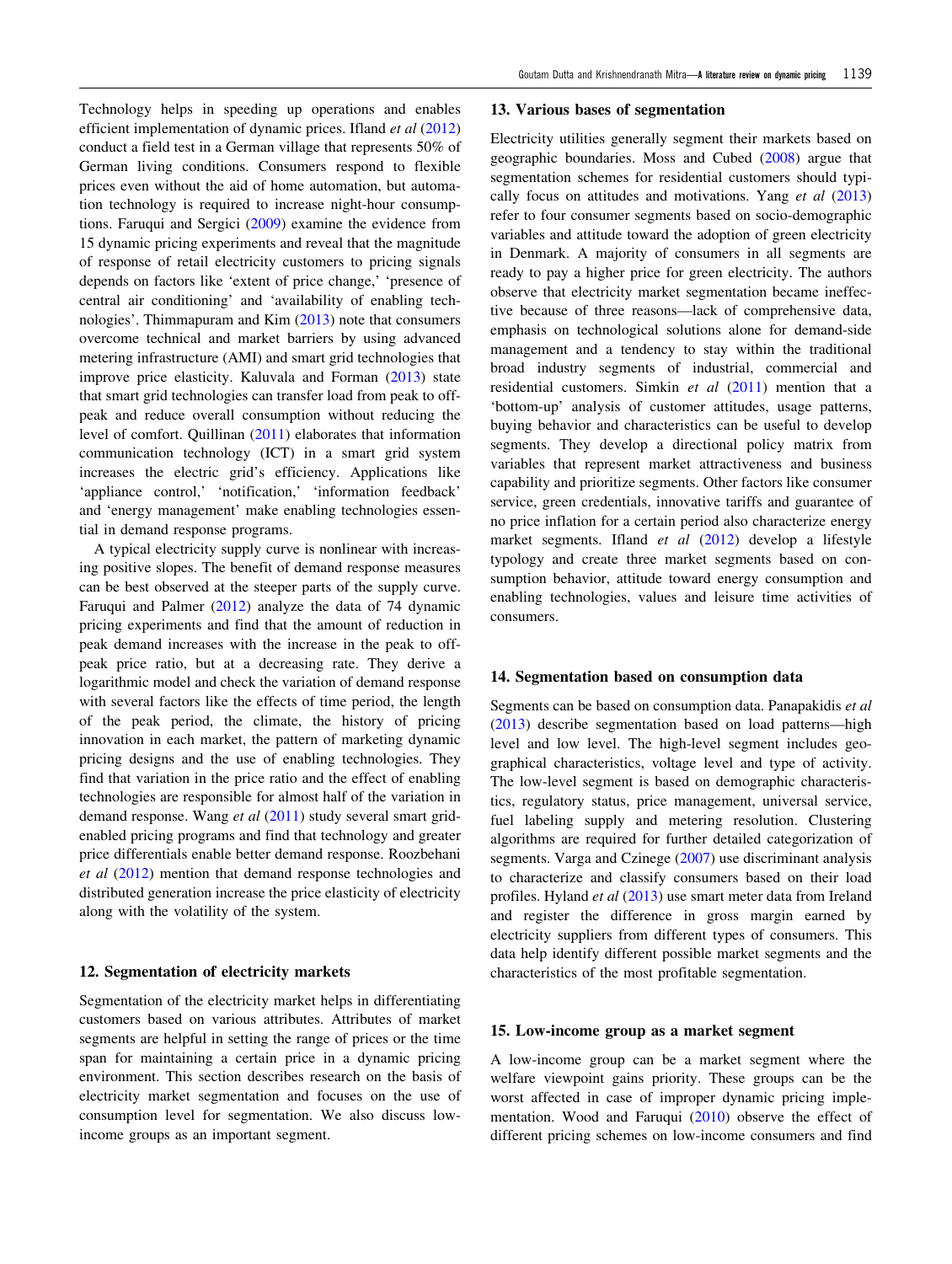Technology helps in speeding up operations and enables efficient implementation of dynamic prices. Ifland *et al* (2012) conduct a field test in a German village that represents 50% of German living conditions. Consumers respond to flexible prices even without the aid of home automation, but automation technology is required to increase night-hour consumptions. Faruqui and Sergici (2009) examine the evidence from 15 dynamic pricing experiments and reveal that the magnitude of response of retail electricity customers to pricing signals depends on factors like 'extent of price change,' 'presence of central air conditioning' and 'availability of enabling technologies'. Thimmapuram and Kim (2013) note that consumers overcome technical and market barriers by using advanced metering infrastructure (AMI) and smart grid technologies that improve price elasticity. Kaluvala and Forman (2013) state that smart grid technologies can transfer load from peak to off-peak and reduce overall consumption without reducing the level of comfort. Quillinan (2011) elaborates that information communication technology (ICT) in a smart grid system increases the electric grid's efficiency. Applications like 'appliance control,' 'notification,' 'information feedback' and 'energy management' make enabling technologies essential in demand response programs.

A typical electricity supply curve is nonlinear with increasing positive slopes. The benefit of demand response measures can be best observed at the steeper parts of the supply curve. Faruqui and Palmer (2012) analyze the data of 74 dynamic pricing experiments and find that the amount of reduction in peak demand increases with the increase in the peak to off-peak price ratio, but at a decreasing rate. They derive a logarithmic model and check the variation of demand response with several factors like the effects of time period, the length of the peak period, the climate, the history of pricing innovation in each market, the pattern of marketing dynamic pricing designs and the use of enabling technologies. They find that variation in the price ratio and the effect of enabling technologies are responsible for almost half of the variation in demand response. Wang *et al* (2011) study several smart grid-enabled pricing programs and find that technology and greater price differentials enable better demand response. Roozbehani *et al* (2012) mention that demand response technologies and distributed generation increase the price elasticity of electricity along with the volatility of the system.

## 12. Segmentation of electricity markets

Segmentation of the electricity market helps in differentiating customers based on various attributes. Attributes of market segments are helpful in setting the range of prices or the time span for maintaining a certain price in a dynamic pricing environment. This section describes research on the basis of electricity market segmentation and focuses on the use of consumption level for segmentation. We also discuss low-income groups as an important segment.

## 13. Various bases of segmentation

Electricity utilities generally segment their markets based on geographic boundaries. Moss and Cubed (2008) argue that segmentation schemes for residential customers should typically focus on attitudes and motivations. Yang *et al* (2013) refer to four consumer segments based on socio-demographic variables and attitude toward the adoption of green electricity in Denmark. A majority of consumers in all segments are ready to pay a higher price for green electricity. The authors observe that electricity market segmentation became ineffective because of three reasons—lack of comprehensive data, emphasis on technological solutions alone for demand-side management and a tendency to stay within the traditional broad industry segments of industrial, commercial and residential customers. Simkin *et al* (2011) mention that a 'bottom-up' analysis of customer attitudes, usage patterns, buying behavior and characteristics can be useful to develop segments. They develop a directional policy matrix from variables that represent market attractiveness and business capability and prioritize segments. Other factors like consumer service, green credentials, innovative tariffs and guarantee of no price inflation for a certain period also characterize energy market segments. Ifland *et al* (2012) develop a lifestyle typology and create three market segments based on consumption behavior, attitude toward energy consumption and enabling technologies, values and leisure time activities of consumers.

## 14. Segmentation based on consumption data

Segments can be based on consumption data. Panapakidis *et al* (2013) describe segmentation based on load patterns—high level and low level. The high-level segment includes geographical characteristics, voltage level and type of activity. The low-level segment is based on demographic characteristics, regulatory status, price management, universal service, fuel labeling supply and metering resolution. Clustering algorithms are required for further detailed categorization of segments. Varga and Czinege (2007) use discriminant analysis to characterize and classify consumers based on their load profiles. Hyland *et al* (2013) use smart meter data from Ireland and register the difference in gross margin earned by electricity suppliers from different types of consumers. This data help identify different possible market segments and the characteristics of the most profitable segmentation.

## 15. Low-income group as a market segment

A low-income group can be a market segment where the welfare viewpoint gains priority. These groups can be the worst affected in case of improper dynamic pricing implementation. Wood and Faruqui (2010) observe the effect of different pricing schemes on low-income consumers and find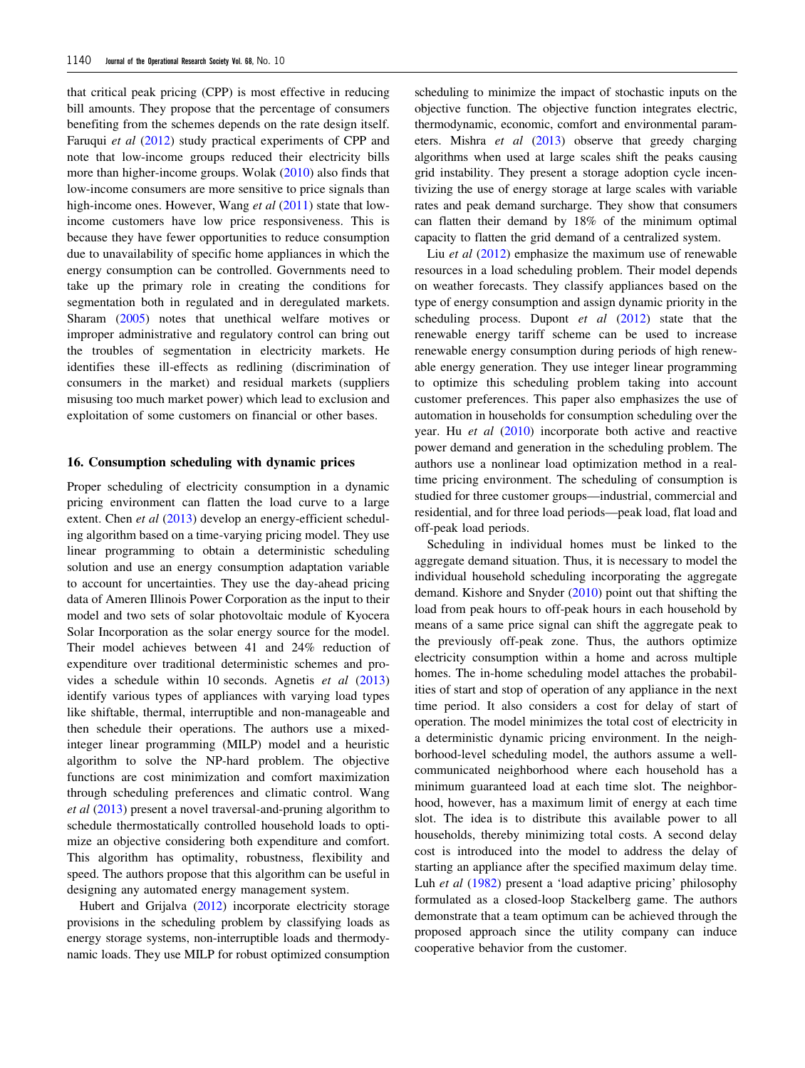that critical peak pricing (CPP) is most effective in reducing bill amounts. They propose that the percentage of consumers benefiting from the schemes depends on the rate design itself. Faruqui *et al* (2012) study practical experiments of CPP and note that low-income groups reduced their electricity bills more than higher-income groups. Wolak (2010) also finds that low-income consumers are more sensitive to price signals than high-income ones. However, Wang *et al* (2011) state that low-income customers have low price responsiveness. This is because they have fewer opportunities to reduce consumption due to unavailability of specific home appliances in which the energy consumption can be controlled. Governments need to take up the primary role in creating the conditions for segmentation both in regulated and in deregulated markets. Sharam (2005) notes that unethical welfare motives or improper administrative and regulatory control can bring out the troubles of segmentation in electricity markets. He identifies these ill-effects as redlining (discrimination of consumers in the market) and residual markets (suppliers misusing too much market power) which lead to exclusion and exploitation of some customers on financial or other bases.

## 16. Consumption scheduling with dynamic prices

Proper scheduling of electricity consumption in a dynamic pricing environment can flatten the load curve to a large extent. Chen *et al* (2013) develop an energy-efficient scheduling algorithm based on a time-varying pricing model. They use linear programming to obtain a deterministic scheduling solution and use an energy consumption adaptation variable to account for uncertainties. They use the day-ahead pricing data of Ameren Illinois Power Corporation as the input to their model and two sets of solar photovoltaic module of Kyocera Solar Incorporation as the solar energy source for the model. Their model achieves between 41 and 24% reduction of expenditure over traditional deterministic schemes and provides a schedule within 10 seconds. Agnetis *et al* (2013) identify various types of appliances with varying load types like shiftable, thermal, interruptible and non-manageable and then schedule their operations. The authors use a mixed-integer linear programming (MILP) model and a heuristic algorithm to solve the NP-hard problem. The objective functions are cost minimization and comfort maximization through scheduling preferences and climatic control. Wang *et al* (2013) present a novel traversal-and-pruning algorithm to schedule thermostatically controlled household loads to optimize an objective considering both expenditure and comfort. This algorithm has optimality, robustness, flexibility and speed. The authors propose that this algorithm can be useful in designing any automated energy management system.

Hubert and Grijalva (2012) incorporate electricity storage provisions in the scheduling problem by classifying loads as energy storage systems, non-interruptible loads and thermodynamic loads. They use MILP for robust optimized consumption scheduling to minimize the impact of stochastic inputs on the objective function. The objective function integrates electric, thermodynamic, economic, comfort and environmental parameters. Mishra *et al* (2013) observe that greedy charging algorithms when used at large scales shift the peaks causing grid instability. They present a storage adoption cycle incentivizing the use of energy storage at large scales with variable rates and peak demand surcharge. They show that consumers can flatten their demand by 18% of the minimum optimal capacity to flatten the grid demand of a centralized system.

Liu *et al* (2012) emphasize the maximum use of renewable resources in a load scheduling problem. Their model depends on weather forecasts. They classify appliances based on the type of energy consumption and assign dynamic priority in the scheduling process. Dupont *et al* (2012) state that the renewable energy tariff scheme can be used to increase renewable energy consumption during periods of high renewable energy generation. They use integer linear programming to optimize this scheduling problem taking into account customer preferences. This paper also emphasizes the use of automation in households for consumption scheduling over the year. Hu *et al* (2010) incorporate both active and reactive power demand and generation in the scheduling problem. The authors use a nonlinear load optimization method in a real-time pricing environment. The scheduling of consumption is studied for three customer groups—industrial, commercial and residential, and for three load periods—peak load, flat load and off-peak load periods.

Scheduling in individual homes must be linked to the aggregate demand situation. Thus, it is necessary to model the individual household scheduling incorporating the aggregate demand. Kishore and Snyder (2010) point out that shifting the load from peak hours to off-peak hours in each household by means of a same price signal can shift the aggregate peak to the previously off-peak zone. Thus, the authors optimize electricity consumption within a home and across multiple homes. The in-home scheduling model attaches the probabilities of start and stop of operation of any appliance in the next time period. It also considers a cost for delay of start of operation. The model minimizes the total cost of electricity in a deterministic dynamic pricing environment. In the neighborhood-level scheduling model, the authors assume a well-communicated neighborhood where each household has a minimum guaranteed load at each time slot. The neighborhood, however, has a maximum limit of energy at each time slot. The idea is to distribute this available power to all households, thereby minimizing total costs. A second delay cost is introduced into the model to address the delay of starting an appliance after the specified maximum delay time. Luh *et al* (1982) present a 'load adaptive pricing' philosophy formulated as a closed-loop Stackelberg game. The authors demonstrate that a team optimum can be achieved through the proposed approach since the utility company can induce cooperative behavior from the customer.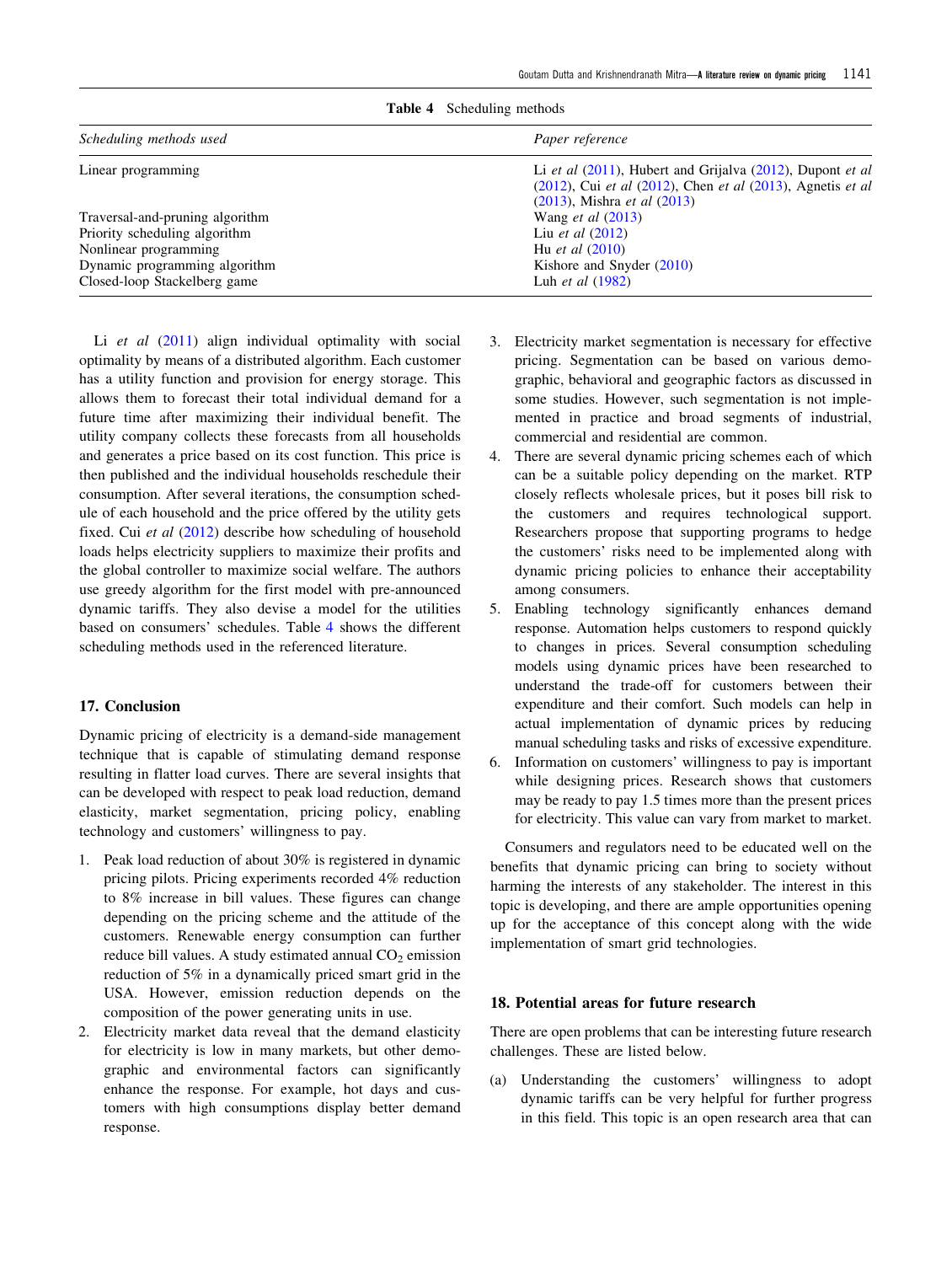**Table 4** Scheduling methods

| *Scheduling methods used* | *Paper reference* |
|---|---|
| Linear programming | Li *et al* (2011), Hubert and Grijalva (2012), Dupont *et al* (2012), Cui *et al* (2012), Chen *et al* (2013), Agnetis *et al* (2013), Mishra *et al* (2013) |
| Traversal-and-pruning algorithm | Wang *et al* (2013) |
| Priority scheduling algorithm | Liu *et al* (2012) |
| Nonlinear programming | Hu *et al* (2010) |
| Dynamic programming algorithm | Kishore and Snyder (2010) |
| Closed-loop Stackelberg game | Luh *et al* (1982) |

Li *et al* (2011) align individual optimality with social optimality by means of a distributed algorithm. Each customer has a utility function and provision for energy storage. This allows them to forecast their total individual demand for a future time after maximizing their individual benefit. The utility company collects these forecasts from all households and generates a price based on its cost function. This price is then published and the individual households reschedule their consumption. After several iterations, the consumption schedule of each household and the price offered by the utility gets fixed. Cui *et al* (2012) describe how scheduling of household loads helps electricity suppliers to maximize their profits and the global controller to maximize social welfare. The authors use greedy algorithm for the first model with pre-announced dynamic tariffs. They also devise a model for the utilities based on consumers' schedules. Table 4 shows the different scheduling methods used in the referenced literature.

## 17. Conclusion

Dynamic pricing of electricity is a demand-side management technique that is capable of stimulating demand response resulting in flatter load curves. There are several insights that can be developed with respect to peak load reduction, demand elasticity, market segmentation, pricing policy, enabling technology and customers' willingness to pay.

1. Peak load reduction of about 30% is registered in dynamic pricing pilots. Pricing experiments recorded 4% reduction to 8% increase in bill values. These figures can change depending on the pricing scheme and the attitude of the customers. Renewable energy consumption can further reduce bill values. A study estimated annual $CO_2$ emission reduction of 5% in a dynamically priced smart grid in the USA. However, emission reduction depends on the composition of the power generating units in use.
2. Electricity market data reveal that the demand elasticity for electricity is low in many markets, but other demographic and environmental factors can significantly enhance the response. For example, hot days and customers with high consumptions display better demand response.
3. Electricity market segmentation is necessary for effective pricing. Segmentation can be based on various demographic, behavioral and geographic factors as discussed in some studies. However, such segmentation is not implemented in practice and broad segments of industrial, commercial and residential are common.
4. There are several dynamic pricing schemes each of which can be a suitable policy depending on the market. RTP closely reflects wholesale prices, but it poses bill risk to the customers and requires technological support. Researchers propose that supporting programs to hedge the customers' risks need to be implemented along with dynamic pricing policies to enhance their acceptability among consumers.
5. Enabling technology significantly enhances demand response. Automation helps customers to respond quickly to changes in prices. Several consumption scheduling models using dynamic prices have been researched to understand the trade-off for customers between their expenditure and their comfort. Such models can help in actual implementation of dynamic prices by reducing manual scheduling tasks and risks of excessive expenditure.
6. Information on customers' willingness to pay is important while designing prices. Research shows that customers may be ready to pay 1.5 times more than the present prices for electricity. This value can vary from market to market.

Consumers and regulators need to be educated well on the benefits that dynamic pricing can bring to society without harming the interests of any stakeholder. The interest in this topic is developing, and there are ample opportunities opening up for the acceptance of this concept along with the wide implementation of smart grid technologies.

## 18. Potential areas for future research

There are open problems that can be interesting future research challenges. These are listed below.

(a) Understanding the customers' willingness to adopt dynamic tariffs can be very helpful for further progress in this field. This topic is an open research area that can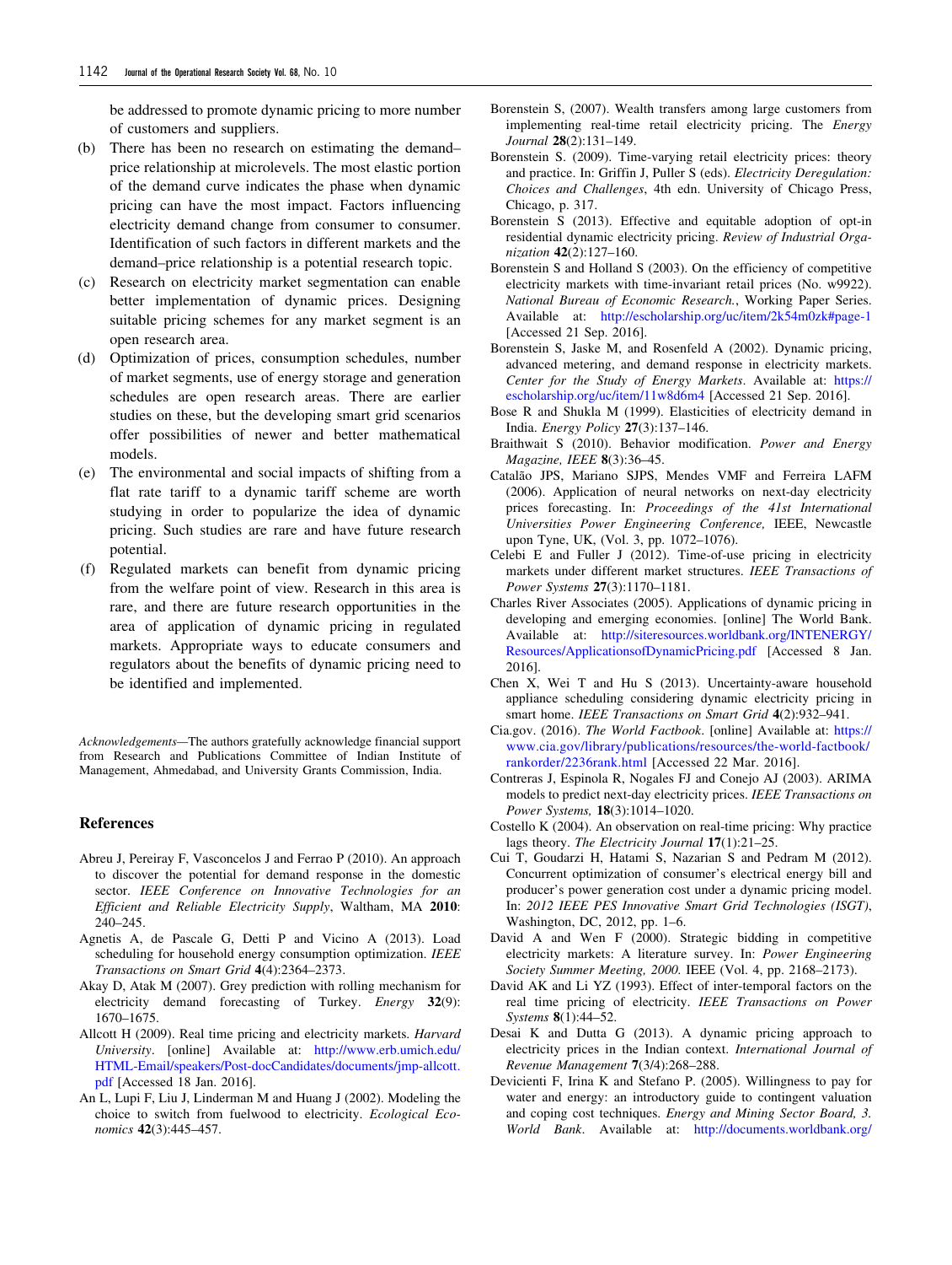be addressed to promote dynamic pricing to more number of customers and suppliers.

(b) There has been no research on estimating the demand–price relationship at microlevels. The most elastic portion of the demand curve indicates the phase when dynamic pricing can have the most impact. Factors influencing electricity demand change from consumer to consumer. Identification of such factors in different markets and the demand–price relationship is a potential research topic.

(c) Research on electricity market segmentation can enable better implementation of dynamic prices. Designing suitable pricing schemes for any market segment is an open research area.

(d) Optimization of prices, consumption schedules, number of market segments, use of energy storage and generation schedules are open research areas. There are earlier studies on these, but the developing smart grid scenarios offer possibilities of newer and better mathematical models.

(e) The environmental and social impacts of shifting from a flat rate tariff to a dynamic tariff scheme are worth studying in order to popularize the idea of dynamic pricing. Such studies are rare and have future research potential.

(f) Regulated markets can benefit from dynamic pricing from the welfare point of view. Research in this area is rare, and there are future research opportunities in the area of application of dynamic pricing in regulated markets. Appropriate ways to educate consumers and regulators about the benefits of dynamic pricing need to be identified and implemented.

*Acknowledgements*—The authors gratefully acknowledge financial support from Research and Publications Committee of Indian Institute of Management, Ahmedabad, and University Grants Commission, India.

## References

Abreu J, Pereiray F, Vasconcelos J and Ferrao P (2010). An approach to discover the potential for demand response in the domestic sector. *IEEE Conference on Innovative Technologies for an Efficient and Reliable Electricity Supply*, Waltham, MA **2010**: 240–245.

Agnetis A, de Pascale G, Detti P and Vicino A (2013). Load scheduling for household energy consumption optimization. *IEEE Transactions on Smart Grid* **4**(4):2364–2373.

Akay D, Atak M (2007). Grey prediction with rolling mechanism for electricity demand forecasting of Turkey. *Energy* **32**(9): 1670–1675.

Allcott H (2009). Real time pricing and electricity markets. *Harvard University*. [online] Available at: http://www.erb.umich.edu/HTML-Email/speakers/Post-docCandidates/documents/jmp-allcott.pdf [Accessed 18 Jan. 2016].

An L, Lupi F, Liu J, Linderman M and Huang J (2002). Modeling the choice to switch from fuelwood to electricity. *Ecological Economics* **42**(3):445–457.

Borenstein S, (2007). Wealth transfers among large customers from implementing real-time retail electricity pricing. The *Energy Journal* **28**(2):131–149.

Borenstein S. (2009). Time-varying retail electricity prices: theory and practice. In: Griffin J, Puller S (eds). *Electricity Deregulation: Choices and Challenges*, 4th edn. University of Chicago Press, Chicago, p. 317.

Borenstein S (2013). Effective and equitable adoption of opt-in residential dynamic electricity pricing. *Review of Industrial Organization* **42**(2):127–160.

Borenstein S and Holland S (2003). On the efficiency of competitive electricity markets with time-invariant retail prices (No. w9922). *National Bureau of Economic Research.*, Working Paper Series. Available at: http://escholarship.org/uc/item/2k54m0zk#page-1 [Accessed 21 Sep. 2016].

Borenstein S, Jaske M, and Rosenfeld A (2002). Dynamic pricing, advanced metering, and demand response in electricity markets. *Center for the Study of Energy Markets*. Available at: https://escholarship.org/uc/item/11w8d6m4 [Accessed 21 Sep. 2016].

Bose R and Shukla M (1999). Elasticities of electricity demand in India. *Energy Policy* **27**(3):137–146.

Braithwait S (2010). Behavior modification. *Power and Energy Magazine, IEEE* **8**(3):36–45.

Catalão JPS, Mariano SJPS, Mendes VMF and Ferreira LAFM (2006). Application of neural networks on next-day electricity prices forecasting. In: *Proceedings of the 41st International Universities Power Engineering Conference,* IEEE, Newcastle upon Tyne, UK, (Vol. 3, pp. 1072–1076).

Celebi E and Fuller J (2012). Time-of-use pricing in electricity markets under different market structures. *IEEE Transactions of Power Systems* **27**(3):1170–1181.

Charles River Associates (2005). Applications of dynamic pricing in developing and emerging economies. [online] The World Bank. Available at: http://siteresources.worldbank.org/INTENERGY/Resources/ApplicationsofDynamicPricing.pdf [Accessed 8 Jan. 2016].

Chen X, Wei T and Hu S (2013). Uncertainty-aware household appliance scheduling considering dynamic electricity pricing in smart home. *IEEE Transactions on Smart Grid* **4**(2):932–941.

Cia.gov. (2016). *The World Factbook*. [online] Available at: https://www.cia.gov/library/publications/resources/the-world-factbook/rankorder/2236rank.html [Accessed 22 Mar. 2016].

Contreras J, Espinola R, Nogales FJ and Conejo AJ (2003). ARIMA models to predict next-day electricity prices. *IEEE Transactions on Power Systems,* **18**(3):1014–1020.

Costello K (2004). An observation on real-time pricing: Why practice lags theory. *The Electricity Journal* **17**(1):21–25.

Cui T, Goudarzi H, Hatami S, Nazarian S and Pedram M (2012). Concurrent optimization of consumer's electrical energy bill and producer's power generation cost under a dynamic pricing model. In: *2012 IEEE PES Innovative Smart Grid Technologies (ISGT)*, Washington, DC, 2012, pp. 1–6.

David A and Wen F (2000). Strategic bidding in competitive electricity markets: A literature survey. In: *Power Engineering Society Summer Meeting, 2000.* IEEE (Vol. 4, pp. 2168–2173).

David AK and Li YZ (1993). Effect of inter-temporal factors on the real time pricing of electricity. *IEEE Transactions on Power Systems* **8**(1):44–52.

Desai K and Dutta G (2013). A dynamic pricing approach to electricity prices in the Indian context. *International Journal of Revenue Management* **7**(3/4):268–288.

Devicienti F, Irina K and Stefano P. (2005). Willingness to pay for water and energy: an introductory guide to contingent valuation and coping cost techniques. *Energy and Mining Sector Board, 3. World Bank*. Available at: http://documents.worldbank.org/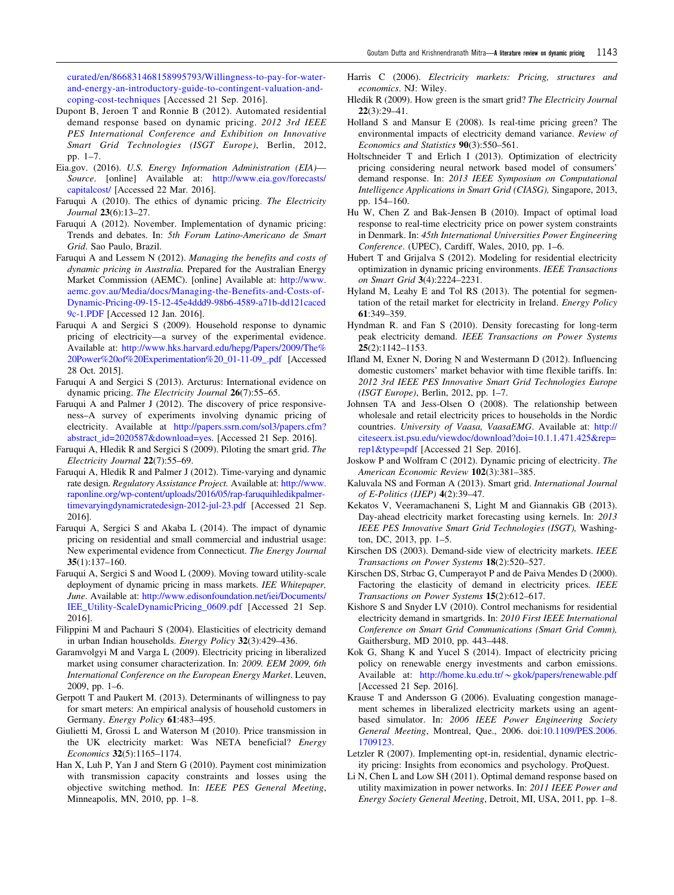curated/en/866831468158995793/Willingness-to-pay-for-water-and-energy-an-introductory-guide-to-contingent-valuation-and-coping-cost-techniques [Accessed 21 Sep. 2016].

Dupont B, Jeroen T and Ronnie B (2012). Automated residential demand response based on dynamic pricing. *2012 3rd IEEE PES International Conference and Exhibition on Innovative Smart Grid Technologies (ISGT Europe)*, Berlin, 2012, pp. 1–7.

Eia.gov. (2016). *U.S. Energy Information Administration (EIA)—Source*. [online] Available at: http://www.eia.gov/forecasts/capitalcost/ [Accessed 22 Mar. 2016].

Faruqui A (2010). The ethics of dynamic pricing. *The Electricity Journal* **23**(6):13–27.

Faruqui A (2012). November. Implementation of dynamic pricing: Trends and debates. In: *5th Forum Latino-Americano de Smart Grid*. Sao Paulo, Brazil.

Faruqui A and Lessem N (2012). *Managing the benefits and costs of dynamic pricing in Australia*. Prepared for the Australian Energy Market Commission (AEMC). [online] Available at: http://www.aemc.gov.au/Media/docs/Managing-the-Benefits-and-Costs-of-Dynamic-Pricing-09-15-12-45e4ddd9-98b6-4589-a71b-dd121caced9c-1.PDF [Accessed 12 Jan. 2016].

Faruqui A and Sergici S (2009). Household response to dynamic pricing of electricity—a survey of the experimental evidence. Available at: http://www.hks.harvard.edu/hepg/Papers/2009/The%20Power%20of%20Experimentation%20_01-11-09_.pdf [Accessed 28 Oct. 2015].

Faruqui A and Sergici S (2013). Arcturus: International evidence on dynamic pricing. *The Electricity Journal* **26**(7):55–65.

Faruqui A and Palmer J (2012). The discovery of price responsiveness–A survey of experiments involving dynamic pricing of electricity. Available at http://papers.ssrn.com/sol3/papers.cfm?abstract_id=2020587&download=yes. [Accessed 21 Sep. 2016].

Faruqui A, Hledik R and Sergici S (2009). Piloting the smart grid. *The Electricity Journal* **22**(7):55–69.

Faruqui A, Hledik R and Palmer J (2012). Time-varying and dynamic rate design. *Regulatory Assistance Project*. Available at: http://www.raponline.org/wp-content/uploads/2016/05/rap-faruquihledikpalmer-timevaryingdynamicratedesign-2012-jul-23.pdf [Accessed 21 Sep. 2016].

Faruqui A, Sergici S and Akaba L (2014). The impact of dynamic pricing on residential and small commercial and industrial usage: New experimental evidence from Connecticut. *The Energy Journal* **35**(1):137–160.

Faruqui A, Sergici S and Wood L (2009). Moving toward utility-scale deployment of dynamic pricing in mass markets. *IEE Whitepaper, June*. Available at: http://www.edisonfoundation.net/iei/Documents/IEE_Utility-ScaleDynamicPricing_0609.pdf [Accessed 21 Sep. 2016].

Filippini M and Pachauri S (2004). Elasticities of electricity demand in urban Indian households. *Energy Policy* **32**(3):429–436.

Garamvolgyi M and Varga L (2009). Electricity pricing in liberalized market using consumer characterization. In: *2009. EEM 2009, 6th International Conference on the European Energy Market*. Leuven, 2009, pp. 1–6.

Gerpott T and Paukert M. (2013). Determinants of willingness to pay for smart meters: An empirical analysis of household customers in Germany. *Energy Policy* **61**:483–495.

Giulietti M, Grossi L and Waterson M (2010). Price transmission in the UK electricity market: Was NETA beneficial? *Energy Economics* **32**(5):1165–1174.

Han X, Luh P, Yan J and Stern G (2010). Payment cost minimization with transmission capacity constraints and losses using the objective switching method. In: *IEEE PES General Meeting*, Minneapolis, MN, 2010, pp. 1–8.

Harris C (2006). *Electricity markets: Pricing, structures and economics*. NJ: Wiley.

Hledik R (2009). How green is the smart grid? *The Electricity Journal* **22**(3):29–41.

Holland S and Mansur E (2008). Is real-time pricing green? The environmental impacts of electricity demand variance. *Review of Economics and Statistics* **90**(3):550–561.

Holtschneider T and Erlich I (2013). Optimization of electricity pricing considering neural network based model of consumers' demand response. In: *2013 IEEE Symposium on Computational Intelligence Applications in Smart Grid (CIASG)*, Singapore, 2013, pp. 154–160.

Hu W, Chen Z and Bak-Jensen B (2010). Impact of optimal load response to real-time electricity price on power system constraints in Denmark. In: *45th International Universities Power Engineering Conference*. (UPEC), Cardiff, Wales, 2010, pp. 1–6.

Hubert T and Grijalva S (2012). Modeling for residential electricity optimization in dynamic pricing environments. *IEEE Transactions on Smart Grid* **3**(4):2224–2231.

Hyland M, Leahy E and Tol RS (2013). The potential for segmentation of the retail market for electricity in Ireland. *Energy Policy* **61**:349–359.

Hyndman R. and Fan S (2010). Density forecasting for long-term peak electricity demand. *IEEE Transactions on Power Systems* **25**(2):1142–1153.

Ifland M, Exner N, Doring N and Westermann D (2012). Influencing domestic customers' market behavior with time flexible tariffs. In: *2012 3rd IEEE PES Innovative Smart Grid Technologies Europe (ISGT Europe)*, Berlin, 2012, pp. 1–7.

Johnsen TA and Jess-Olsen O (2008). The relationship between wholesale and retail electricity prices to households in the Nordic countries. *University of Vaasa, VaasaEMG*. Available at: http://citeseerx.ist.psu.edu/viewdoc/download?doi=10.1.1.471.425&rep=rep1&type=pdf [Accessed 21 Sep. 2016].

Joskow P and Wolfram C (2012). Dynamic pricing of electricity. *The American Economic Review* **102**(3):381–385.

Kaluvala NS and Forman A (2013). Smart grid. *International Journal of E-Politics (IJEP)* **4**(2):39–47.

Kekatos V, Veeramachaneni S, Light M and Giannakis GB (2013). Day-ahead electricity market forecasting using kernels. In: *2013 IEEE PES Innovative Smart Grid Technologies (ISGT)*, Washington, DC, 2013, pp. 1–5.

Kirschen DS (2003). Demand-side view of electricity markets. *IEEE Transactions on Power Systems* **18**(2):520–527.

Kirschen DS, Strbac G, Cumperayot P and de Paiva Mendes D (2000). Factoring the elasticity of demand in electricity prices. *IEEE Transactions on Power Systems* **15**(2):612–617.

Kishore S and Snyder LV (2010). Control mechanisms for residential electricity demand in smartgrids. In: *2010 First IEEE International Conference on Smart Grid Communications (Smart Grid Comm)*, Gaithersburg, MD 2010, pp. 443–448.

Kok G, Shang K and Yucel S (2014). Impact of electricity pricing policy on renewable energy investments and carbon emissions. Available at: http://home.ku.edu.tr/~gkok/papers/renewable.pdf [Accessed 21 Sep. 2016].

Krause T and Andersson G (2006). Evaluating congestion management schemes in liberalized electricity markets using an agent-based simulator. In: *2006 IEEE Power Engineering Society General Meeting*, Montreal, Que., 2006. doi:10.1109/PES.2006.1709123.

Letzler R (2007). Implementing opt-in, residential, dynamic electricity pricing: Insights from economics and psychology. ProQuest.

Li N, Chen L and Low SH (2011). Optimal demand response based on utility maximization in power networks. In: *2011 IEEE Power and Energy Society General Meeting*, Detroit, MI, USA, 2011, pp. 1–8.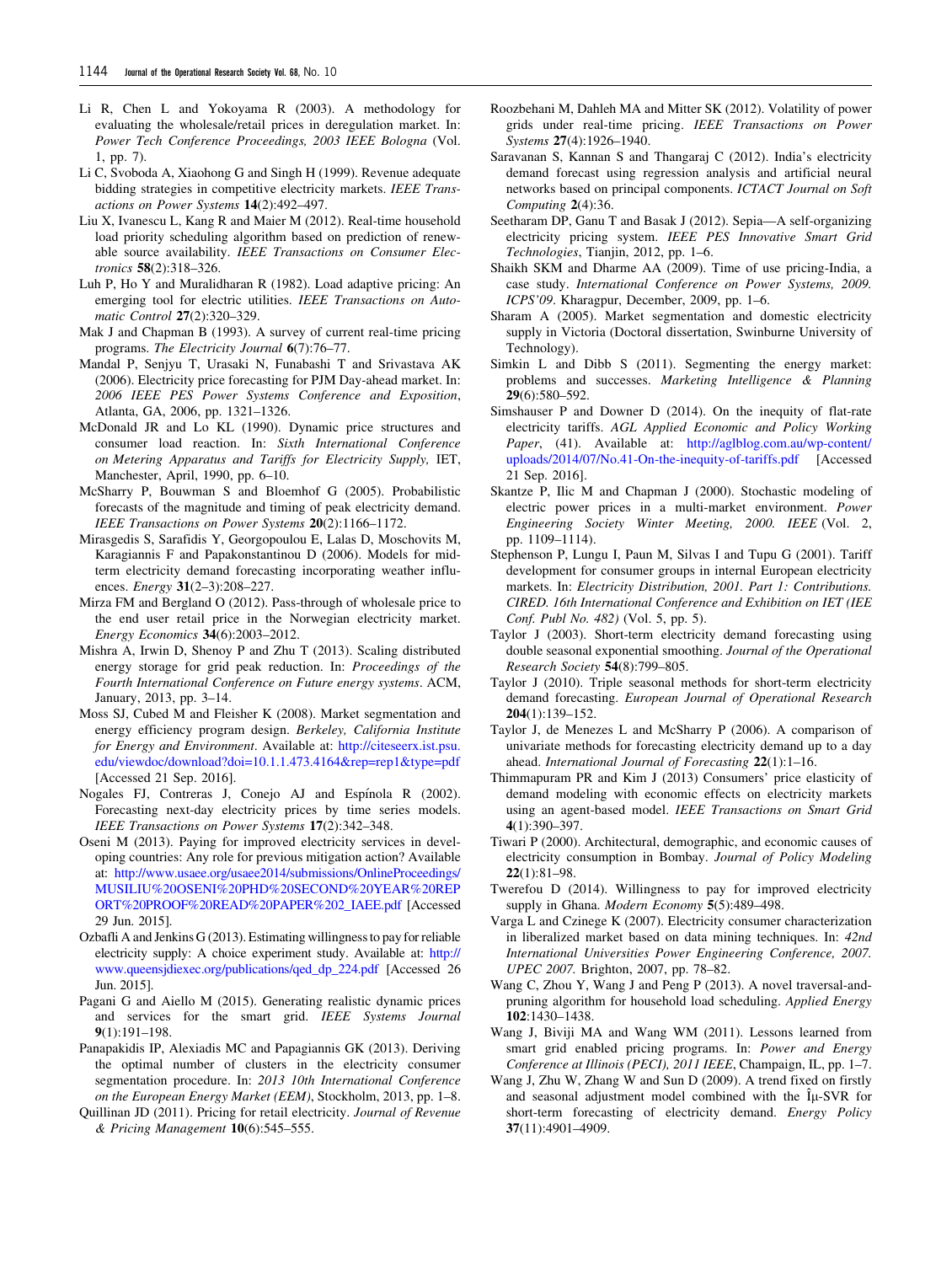Li R, Chen L and Yokoyama R (2003). A methodology for evaluating the wholesale/retail prices in deregulation market. In: *Power Tech Conference Proceedings, 2003 IEEE Bologna* (Vol. 1, pp. 7).

Li C, Svoboda A, Xiaohong G and Singh H (1999). Revenue adequate bidding strategies in competitive electricity markets. *IEEE Transactions on Power Systems* **14**(2):492–497.

Liu X, Ivanescu L, Kang R and Maier M (2012). Real-time household load priority scheduling algorithm based on prediction of renewable source availability. *IEEE Transactions on Consumer Electronics* **58**(2):318–326.

Luh P, Ho Y and Muralidharan R (1982). Load adaptive pricing: An emerging tool for electric utilities. *IEEE Transactions on Automatic Control* **27**(2):320–329.

Mak J and Chapman B (1993). A survey of current real-time pricing programs. *The Electricity Journal* **6**(7):76–77.

Mandal P, Senjyu T, Urasaki N, Funabashi T and Srivastava AK (2006). Electricity price forecasting for PJM Day-ahead market. In: *2006 IEEE PES Power Systems Conference and Exposition*, Atlanta, GA, 2006, pp. 1321–1326.

McDonald JR and Lo KL (1990). Dynamic price structures and consumer load reaction. In: *Sixth International Conference on Metering Apparatus and Tariffs for Electricity Supply*, IET, Manchester, April, 1990, pp. 6–10.

McSharry P, Bouwman S and Bloemhof G (2005). Probabilistic forecasts of the magnitude and timing of peak electricity demand. *IEEE Transactions on Power Systems* **20**(2):1166–1172.

Mirasgedis S, Sarafidis Y, Georgopoulou E, Lalas D, Moschovits M, Karagiannis F and Papakonstantinou D (2006). Models for mid-term electricity demand forecasting incorporating weather influences. *Energy* **31**(2–3):208–227.

Mirza FM and Bergland O (2012). Pass-through of wholesale price to the end user retail price in the Norwegian electricity market. *Energy Economics* **34**(6):2003–2012.

Mishra A, Irwin D, Shenoy P and Zhu T (2013). Scaling distributed energy storage for grid peak reduction. In: *Proceedings of the Fourth International Conference on Future energy systems*. ACM, January, 2013, pp. 3–14.

Moss SJ, Cubed M and Fleisher K (2008). Market segmentation and energy efficiency program design. *Berkeley, California Institute for Energy and Environment*. Available at: http://citeseerx.ist.psu.edu/viewdoc/download?doi=10.1.1.473.4164&rep=rep1&type=pdf [Accessed 21 Sep. 2016].

Nogales FJ, Contreras J, Conejo AJ and Espínola R (2002). Forecasting next-day electricity prices by time series models. *IEEE Transactions on Power Systems* **17**(2):342–348.

Oseni M (2013). Paying for improved electricity services in developing countries: Any role for previous mitigation action? Available at: http://www.usaee.org/usaee2014/submissions/OnlineProceedings/MUSILIU%20OSENI%20PHD%20SECOND%20YEAR%20REPORT%20PROOF%20READ%20PAPER%202_IAEE.pdf [Accessed 29 Jun. 2015].

Ozbafli A and Jenkins G (2013). Estimating willingness to pay for reliable electricity supply: A choice experiment study. Available at: http://www.queensjdiexec.org/publications/qed_dp_224.pdf [Accessed 26 Jun. 2015].

Pagani G and Aiello M (2015). Generating realistic dynamic prices and services for the smart grid. *IEEE Systems Journal* **9**(1):191–198.

Panapakidis IP, Alexiadis MC and Papagiannis GK (2013). Deriving the optimal number of clusters in the electricity consumer segmentation procedure. In: *2013 10th International Conference on the European Energy Market (EEM)*, Stockholm, 2013, pp. 1–8.

Quillinan JD (2011). Pricing for retail electricity. *Journal of Revenue & Pricing Management* **10**(6):545–555.

Roozbehani M, Dahleh MA and Mitter SK (2012). Volatility of power grids under real-time pricing. *IEEE Transactions on Power Systems* **27**(4):1926–1940.

Saravanan S, Kannan S and Thangaraj C (2012). India's electricity demand forecast using regression analysis and artificial neural networks based on principal components. *ICTACT Journal on Soft Computing* **2**(4):36.

Seetharam DP, Ganu T and Basak J (2012). Sepia—A self-organizing electricity pricing system. *IEEE PES Innovative Smart Grid Technologies*, Tianjin, 2012, pp. 1–6.

Shaikh SKM and Dharme AA (2009). Time of use pricing-India, a case study. *International Conference on Power Systems, 2009. ICPS'09*. Kharagpur, December, 2009, pp. 1–6.

Sharam A (2005). Market segmentation and domestic electricity supply in Victoria (Doctoral dissertation, Swinburne University of Technology).

Simkin L and Dibb S (2011). Segmenting the energy market: problems and successes. *Marketing Intelligence & Planning* **29**(6):580–592.

Simshauser P and Downer D (2014). On the inequity of flat-rate electricity tariffs. *AGL Applied Economic and Policy Working Paper*, (41). Available at: http://aglblog.com.au/wp-content/uploads/2014/07/No.41-On-the-inequity-of-tariffs.pdf [Accessed 21 Sep. 2016].

Skantze P, Ilic M and Chapman J (2000). Stochastic modeling of electric power prices in a multi-market environment. *Power Engineering Society Winter Meeting, 2000. IEEE* (Vol. 2, pp. 1109–1114).

Stephenson P, Lungu I, Paun M, Silvas I and Tupu G (2001). Tariff development for consumer groups in internal European electricity markets. In: *Electricity Distribution, 2001. Part 1: Contributions. CIRED. 16th International Conference and Exhibition on IET (IEE Conf. Publ No. 482)* (Vol. 5, pp. 5).

Taylor J (2003). Short-term electricity demand forecasting using double seasonal exponential smoothing. *Journal of the Operational Research Society* **54**(8):799–805.

Taylor J (2010). Triple seasonal methods for short-term electricity demand forecasting. *European Journal of Operational Research* **204**(1):139–152.

Taylor J, de Menezes L and McSharry P (2006). A comparison of univariate methods for forecasting electricity demand up to a day ahead. *International Journal of Forecasting* **22**(1):1–16.

Thimmapuram PR and Kim J (2013) Consumers' price elasticity of demand modeling with economic effects on electricity markets using an agent-based model. *IEEE Transactions on Smart Grid* **4**(1):390–397.

Tiwari P (2000). Architectural, demographic, and economic causes of electricity consumption in Bombay. *Journal of Policy Modeling* **22**(1):81–98.

Twerefou D (2014). Willingness to pay for improved electricity supply in Ghana. *Modern Economy* **5**(5):489–498.

Varga L and Czinege K (2007). Electricity consumer characterization in liberalized market based on data mining techniques. In: *42nd International Universities Power Engineering Conference, 2007. UPEC 2007.* Brighton, 2007, pp. 78–82.

Wang C, Zhou Y, Wang J and Peng P (2013). A novel traversal-and-pruning algorithm for household load scheduling. *Applied Energy* **102**:1430–1438.

Wang J, Biviji MA and Wang WM (2011). Lessons learned from smart grid enabled pricing programs. In: *Power and Energy Conference at Illinois (PECI), 2011 IEEE*, Champaign, IL, pp. 1–7.

Wang J, Zhu W, Zhang W and Sun D (2009). A trend fixed on firstly and seasonal adjustment model combined with the Îμ-SVR for short-term forecasting of electricity demand. *Energy Policy* **37**(11):4901–4909.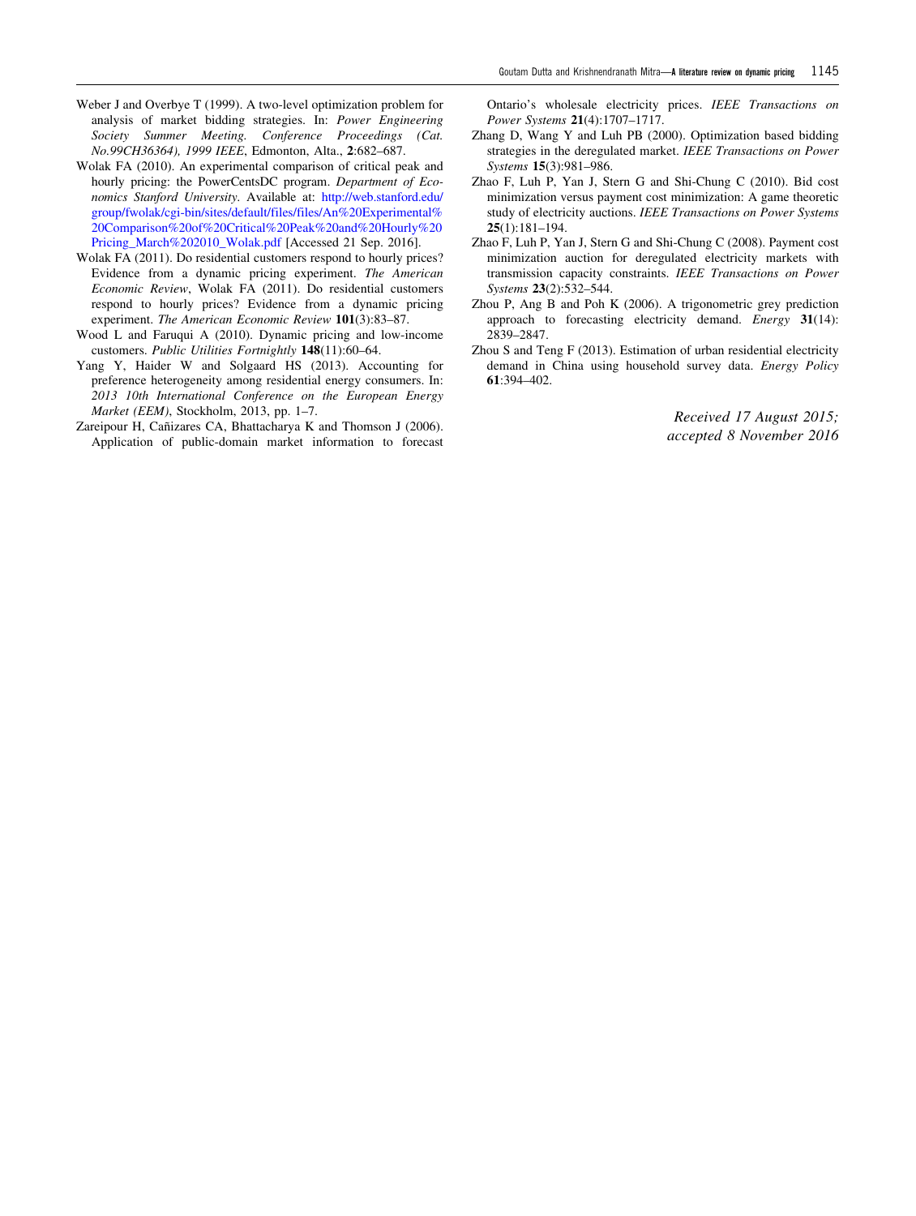Weber J and Overbye T (1999). A two-level optimization problem for analysis of market bidding strategies. In: *Power Engineering Society Summer Meeting. Conference Proceedings (Cat. No.99CH36364), 1999 IEEE*, Edmonton, Alta., **2**:682–687.

Wolak FA (2010). An experimental comparison of critical peak and hourly pricing: the PowerCentsDC program. *Department of Economics Stanford University*. Available at: http://web.stanford.edu/group/fwolak/cgi-bin/sites/default/files/files/An%20Experimental%20Comparison%20of%20Critical%20Peak%20and%20Hourly%20Pricing_March%202010_Wolak.pdf [Accessed 21 Sep. 2016].

Wolak FA (2011). Do residential customers respond to hourly prices? Evidence from a dynamic pricing experiment. *The American Economic Review*, Wolak FA (2011). Do residential customers respond to hourly prices? Evidence from a dynamic pricing experiment. *The American Economic Review* **101**(3):83–87.

Wood L and Faruqui A (2010). Dynamic pricing and low-income customers. *Public Utilities Fortnightly* **148**(11):60–64.

Yang Y, Haider W and Solgaard HS (2013). Accounting for preference heterogeneity among residential energy consumers. In: *2013 10th International Conference on the European Energy Market (EEM)*, Stockholm, 2013, pp. 1–7.

Zareipour H, Cañizares CA, Bhattacharya K and Thomson J (2006). Application of public-domain market information to forecast Ontario's wholesale electricity prices. *IEEE Transactions on Power Systems* **21**(4):1707–1717.

Zhang D, Wang Y and Luh PB (2000). Optimization based bidding strategies in the deregulated market. *IEEE Transactions on Power Systems* **15**(3):981–986.

Zhao F, Luh P, Yan J, Stern G and Shi-Chung C (2010). Bid cost minimization versus payment cost minimization: A game theoretic study of electricity auctions. *IEEE Transactions on Power Systems* **25**(1):181–194.

Zhao F, Luh P, Yan J, Stern G and Shi-Chung C (2008). Payment cost minimization auction for deregulated electricity markets with transmission capacity constraints. *IEEE Transactions on Power Systems* **23**(2):532–544.

Zhou P, Ang B and Poh K (2006). A trigonometric grey prediction approach to forecasting electricity demand. *Energy* **31**(14): 2839–2847.

Zhou S and Teng F (2013). Estimation of urban residential electricity demand in China using household survey data. *Energy Policy* **61**:394–402.

*Received 17 August 2015; accepted 8 November 2016*